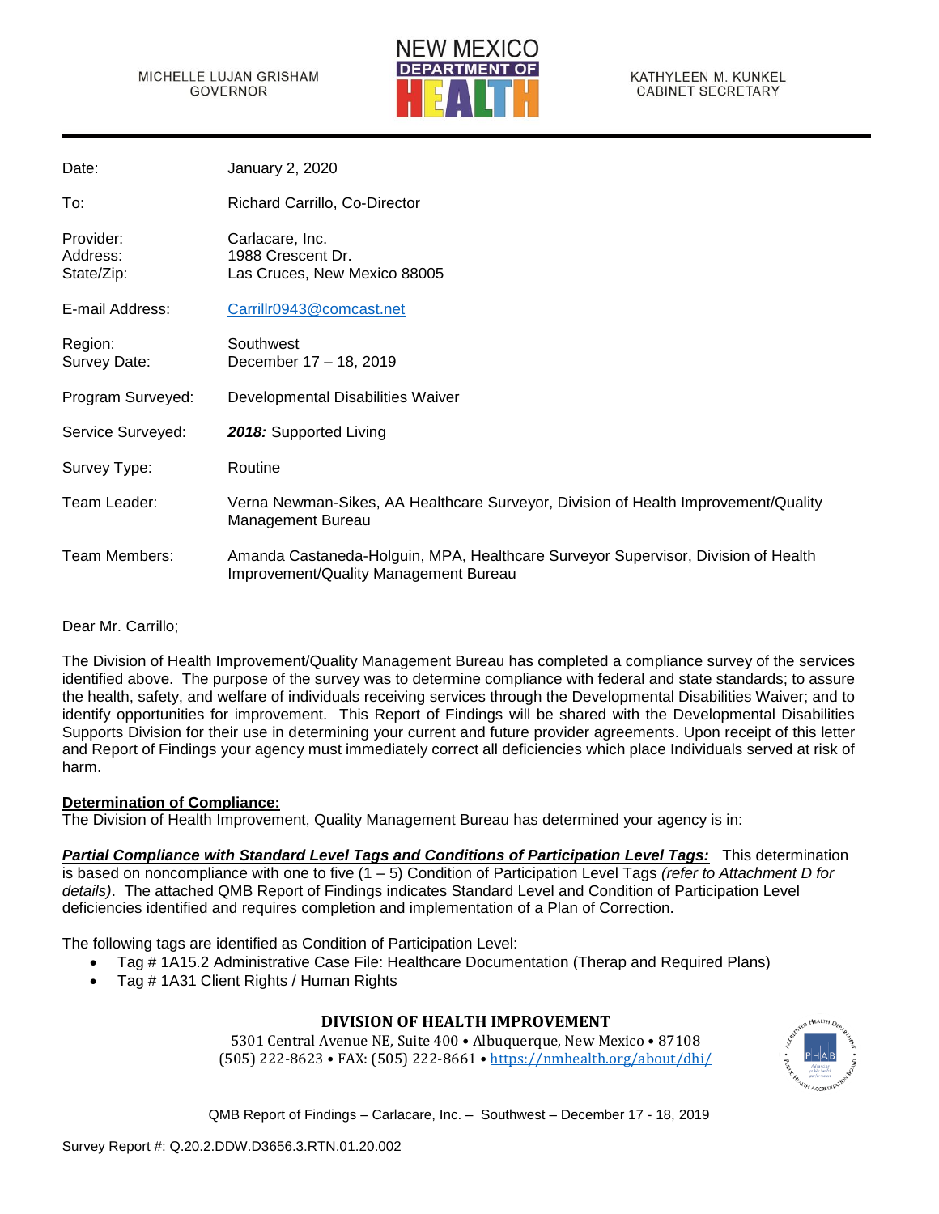MICHELLE LUJAN GRISHAM
GOVERNOR

NEW MEXICO DEPARTMENT OF HEALTH

KATHYLEEN M. KUNKEL
CABINET SECRETARY

| | |
|---|---|
| Date: | January 2, 2020 |
| To: | Richard Carrillo, Co-Director |
| Provider: | Carlacare, Inc. |
| Address: | 1988 Crescent Dr. |
| State/Zip: | Las Cruces, New Mexico 88005 |
| E-mail Address: | Carrillr0943@comcast.net |
| Region: | Southwest |
| Survey Date: | December 17 – 18, 2019 |
| Program Surveyed: | Developmental Disabilities Waiver |
| Service Surveyed: | ***2018:*** Supported Living |
| Survey Type: | Routine |
| Team Leader: | Verna Newman-Sikes, AA Healthcare Surveyor, Division of Health Improvement/Quality Management Bureau |
| Team Members: | Amanda Castaneda-Holguin, MPA, Healthcare Surveyor Supervisor, Division of Health Improvement/Quality Management Bureau |

Dear Mr. Carrillo;

The Division of Health Improvement/Quality Management Bureau has completed a compliance survey of the services identified above. The purpose of the survey was to determine compliance with federal and state standards; to assure the health, safety, and welfare of individuals receiving services through the Developmental Disabilities Waiver; and to identify opportunities for improvement. This Report of Findings will be shared with the Developmental Disabilities Supports Division for their use in determining your current and future provider agreements. Upon receipt of this letter and Report of Findings your agency must immediately correct all deficiencies which place Individuals served at risk of harm.

**Determination of Compliance:**

The Division of Health Improvement, Quality Management Bureau has determined your agency is in:

***Partial Compliance with Standard Level Tags and Conditions of Participation Level Tags:*** This determination is based on noncompliance with one to five (1 – 5) Condition of Participation Level Tags *(refer to Attachment D for details)*. The attached QMB Report of Findings indicates Standard Level and Condition of Participation Level deficiencies identified and requires completion and implementation of a Plan of Correction.

The following tags are identified as Condition of Participation Level:

- Tag # 1A15.2 Administrative Case File: Healthcare Documentation (Therap and Required Plans)
- Tag # 1A31 Client Rights / Human Rights

**DIVISION OF HEALTH IMPROVEMENT**

5301 Central Avenue NE, Suite 400 • Albuquerque, New Mexico • 87108
(505) 222-8623 • FAX: (505) 222-8661 • https://nmhealth.org/about/dhi/

QMB Report of Findings – Carlacare, Inc. – Southwest – December 17 - 18, 2019

Survey Report #: Q.20.2.DDW.D3656.3.RTN.01.20.002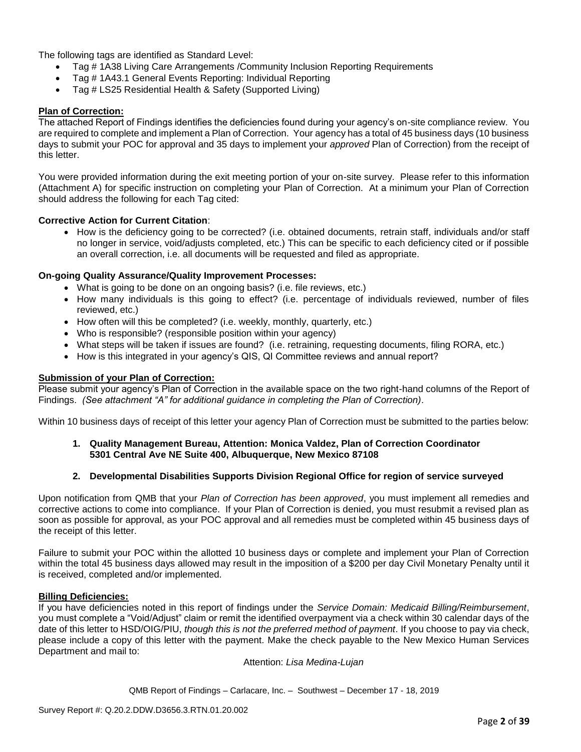The following tags are identified as Standard Level:

- Tag # 1A38 Living Care Arrangements /Community Inclusion Reporting Requirements
- Tag # 1A43.1 General Events Reporting: Individual Reporting
- Tag # LS25 Residential Health & Safety (Supported Living)

**Plan of Correction:**

The attached Report of Findings identifies the deficiencies found during your agency's on-site compliance review. You are required to complete and implement a Plan of Correction. Your agency has a total of 45 business days (10 business days to submit your POC for approval and 35 days to implement your *approved* Plan of Correction) from the receipt of this letter.

You were provided information during the exit meeting portion of your on-site survey. Please refer to this information (Attachment A) for specific instruction on completing your Plan of Correction. At a minimum your Plan of Correction should address the following for each Tag cited:

**Corrective Action for Current Citation**:

- How is the deficiency going to be corrected? (i.e. obtained documents, retrain staff, individuals and/or staff no longer in service, void/adjusts completed, etc.) This can be specific to each deficiency cited or if possible an overall correction, i.e. all documents will be requested and filed as appropriate.

**On-going Quality Assurance/Quality Improvement Processes:**

- What is going to be done on an ongoing basis? (i.e. file reviews, etc.)
- How many individuals is this going to effect? (i.e. percentage of individuals reviewed, number of files reviewed, etc.)
- How often will this be completed? (i.e. weekly, monthly, quarterly, etc.)
- Who is responsible? (responsible position within your agency)
- What steps will be taken if issues are found? (i.e. retraining, requesting documents, filing RORA, etc.)
- How is this integrated in your agency's QIS, QI Committee reviews and annual report?

**Submission of your Plan of Correction:**

Please submit your agency's Plan of Correction in the available space on the two right-hand columns of the Report of Findings. *(See attachment "A" for additional guidance in completing the Plan of Correction)*.

Within 10 business days of receipt of this letter your agency Plan of Correction must be submitted to the parties below:

1. **Quality Management Bureau, Attention: Monica Valdez, Plan of Correction Coordinator 5301 Central Ave NE Suite 400, Albuquerque, New Mexico 87108**

2. **Developmental Disabilities Supports Division Regional Office for region of service surveyed**

Upon notification from QMB that your *Plan of Correction has been approved*, you must implement all remedies and corrective actions to come into compliance. If your Plan of Correction is denied, you must resubmit a revised plan as soon as possible for approval, as your POC approval and all remedies must be completed within 45 business days of the receipt of this letter.

Failure to submit your POC within the allotted 10 business days or complete and implement your Plan of Correction within the total 45 business days allowed may result in the imposition of a $200 per day Civil Monetary Penalty until it is received, completed and/or implemented.

**Billing Deficiencies:**

If you have deficiencies noted in this report of findings under the *Service Domain: Medicaid Billing/Reimbursement*, you must complete a "Void/Adjust" claim or remit the identified overpayment via a check within 30 calendar days of the date of this letter to HSD/OIG/PIU, *though this is not the preferred method of payment*. If you choose to pay via check, please include a copy of this letter with the payment. Make the check payable to the New Mexico Human Services Department and mail to:

Attention: *Lisa Medina-Lujan*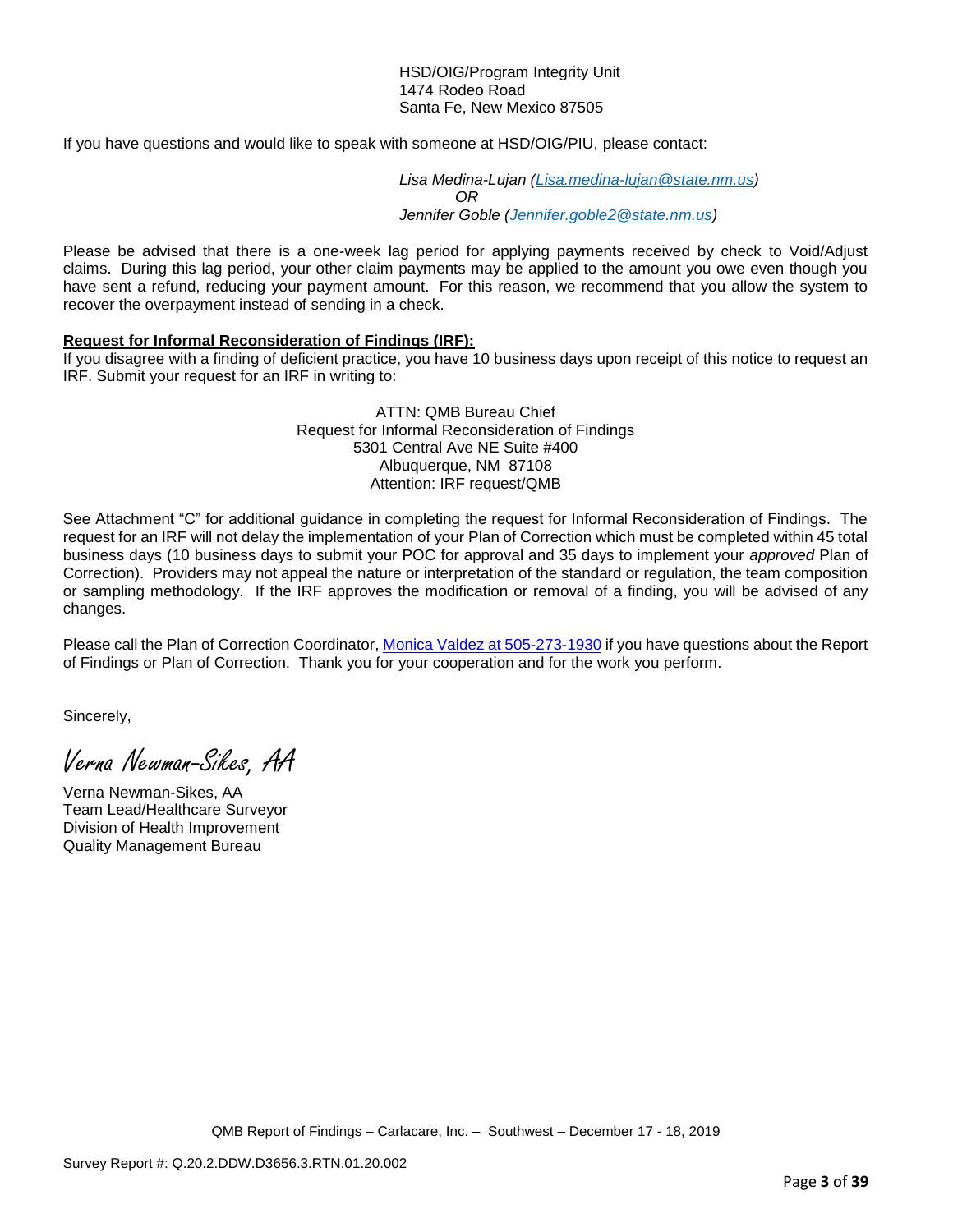HSD/OIG/Program Integrity Unit
1474 Rodeo Road
Santa Fe, New Mexico 87505

If you have questions and would like to speak with someone at HSD/OIG/PIU, please contact:

*Lisa Medina-Lujan (Lisa.medina-lujan@state.nm.us)*
*OR*
*Jennifer Goble (Jennifer.goble2@state.nm.us)*

Please be advised that there is a one-week lag period for applying payments received by check to Void/Adjust claims. During this lag period, your other claim payments may be applied to the amount you owe even though you have sent a refund, reducing your payment amount. For this reason, we recommend that you allow the system to recover the overpayment instead of sending in a check.

**Request for Informal Reconsideration of Findings (IRF):**
If you disagree with a finding of deficient practice, you have 10 business days upon receipt of this notice to request an IRF. Submit your request for an IRF in writing to:

ATTN: QMB Bureau Chief
Request for Informal Reconsideration of Findings
5301 Central Ave NE Suite #400
Albuquerque, NM 87108
Attention: IRF request/QMB

See Attachment "C" for additional guidance in completing the request for Informal Reconsideration of Findings. The request for an IRF will not delay the implementation of your Plan of Correction which must be completed within 45 total business days (10 business days to submit your POC for approval and 35 days to implement your *approved* Plan of Correction). Providers may not appeal the nature or interpretation of the standard or regulation, the team composition or sampling methodology. If the IRF approves the modification or removal of a finding, you will be advised of any changes.

Please call the Plan of Correction Coordinator, Monica Valdez at 505-273-1930 if you have questions about the Report of Findings or Plan of Correction. Thank you for your cooperation and for the work you perform.

Sincerely,

*Verna Newman-Sikes, AA*

Verna Newman-Sikes, AA
Team Lead/Healthcare Surveyor
Division of Health Improvement
Quality Management Bureau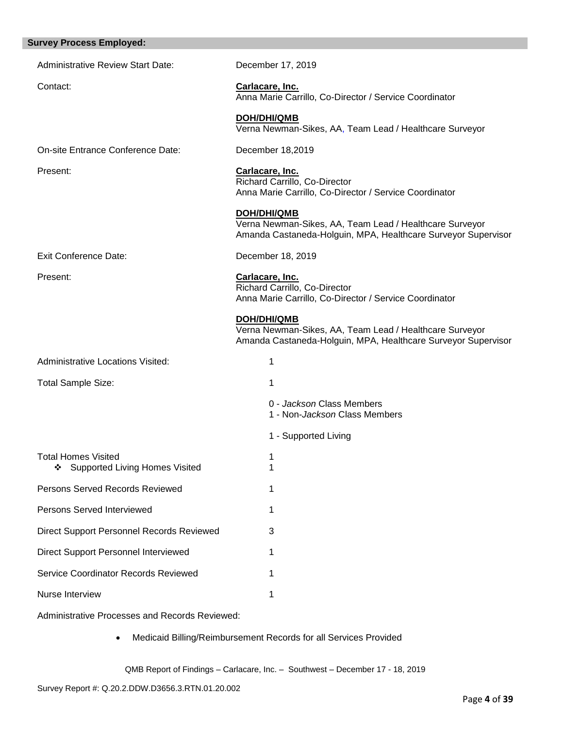## Survey Process Employed:

Administrative Review Start Date: December 17, 2019

Contact: **Carlacare, Inc.**
Anna Marie Carrillo, Co-Director / Service Coordinator

**DOH/DHI/QMB**
Verna Newman-Sikes, AA, Team Lead / Healthcare Surveyor

On-site Entrance Conference Date: December 18,2019

Present: **Carlacare, Inc.**
Richard Carrillo, Co-Director
Anna Marie Carrillo, Co-Director / Service Coordinator

**DOH/DHI/QMB**
Verna Newman-Sikes, AA, Team Lead / Healthcare Surveyor
Amanda Castaneda-Holguin, MPA, Healthcare Surveyor Supervisor

Exit Conference Date: December 18, 2019

Present: **Carlacare, Inc.**
Richard Carrillo, Co-Director
Anna Marie Carrillo, Co-Director / Service Coordinator

**DOH/DHI/QMB**
Verna Newman-Sikes, AA, Team Lead / Healthcare Surveyor
Amanda Castaneda-Holguin, MPA, Healthcare Surveyor Supervisor

Administrative Locations Visited: 1

Total Sample Size: 1

0 - *Jackson* Class Members
1 - Non-*Jackson* Class Members

1 - Supported Living

Total Homes Visited 1
- ❖ Supported Living Homes Visited 1

Persons Served Records Reviewed 1

Persons Served Interviewed 1

Direct Support Personnel Records Reviewed 3

Direct Support Personnel Interviewed 1

Service Coordinator Records Reviewed 1

Nurse Interview 1

Administrative Processes and Records Reviewed:

- Medicaid Billing/Reimbursement Records for all Services Provided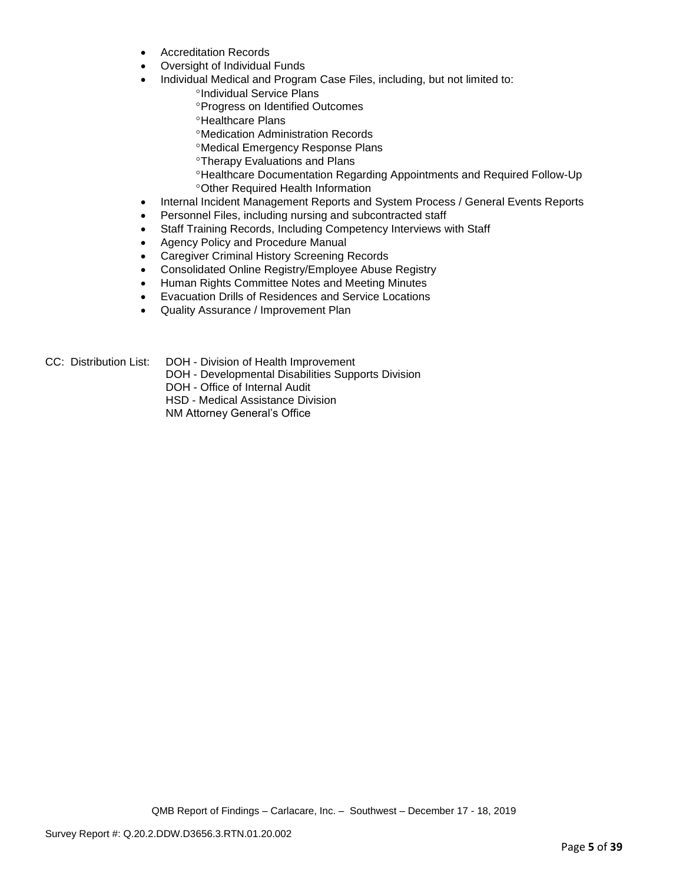- Accreditation Records
- Oversight of Individual Funds
- Individual Medical and Program Case Files, including, but not limited to:
    - °Individual Service Plans
    - °Progress on Identified Outcomes
    - °Healthcare Plans
    - °Medication Administration Records
    - °Medical Emergency Response Plans
    - °Therapy Evaluations and Plans
    - °Healthcare Documentation Regarding Appointments and Required Follow-Up
    - °Other Required Health Information
- Internal Incident Management Reports and System Process / General Events Reports
- Personnel Files, including nursing and subcontracted staff
- Staff Training Records, Including Competency Interviews with Staff
- Agency Policy and Procedure Manual
- Caregiver Criminal History Screening Records
- Consolidated Online Registry/Employee Abuse Registry
- Human Rights Committee Notes and Meeting Minutes
- Evacuation Drills of Residences and Service Locations
- Quality Assurance / Improvement Plan

CC: Distribution List: DOH - Division of Health Improvement
DOH - Developmental Disabilities Supports Division
DOH - Office of Internal Audit
HSD - Medical Assistance Division
NM Attorney General's Office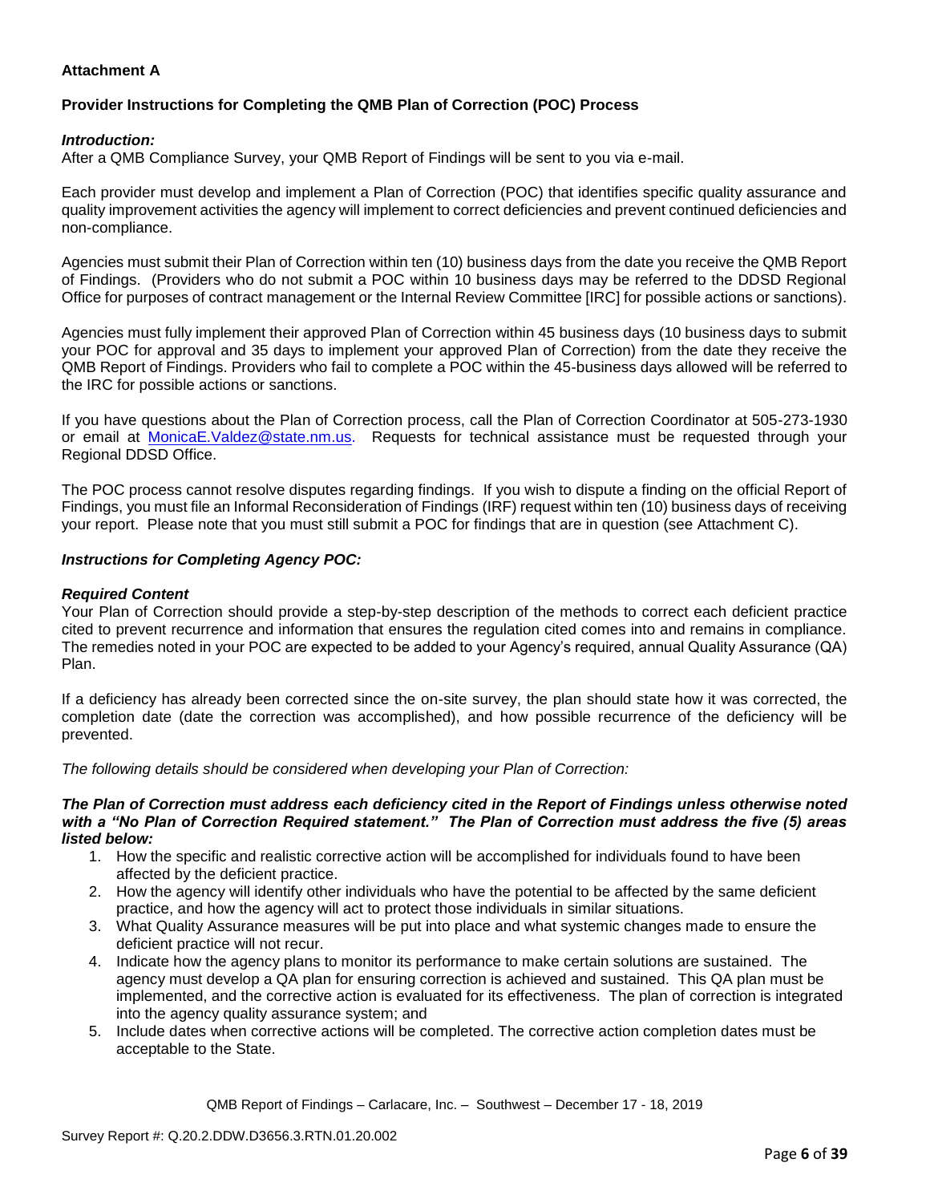**Attachment A**

**Provider Instructions for Completing the QMB Plan of Correction (POC) Process**

***Introduction:***

After a QMB Compliance Survey, your QMB Report of Findings will be sent to you via e-mail.

Each provider must develop and implement a Plan of Correction (POC) that identifies specific quality assurance and quality improvement activities the agency will implement to correct deficiencies and prevent continued deficiencies and non-compliance.

Agencies must submit their Plan of Correction within ten (10) business days from the date you receive the QMB Report of Findings. (Providers who do not submit a POC within 10 business days may be referred to the DDSD Regional Office for purposes of contract management or the Internal Review Committee [IRC] for possible actions or sanctions).

Agencies must fully implement their approved Plan of Correction within 45 business days (10 business days to submit your POC for approval and 35 days to implement your approved Plan of Correction) from the date they receive the QMB Report of Findings. Providers who fail to complete a POC within the 45-business days allowed will be referred to the IRC for possible actions or sanctions.

If you have questions about the Plan of Correction process, call the Plan of Correction Coordinator at 505-273-1930 or email at MonicaE.Valdez@state.nm.us. Requests for technical assistance must be requested through your Regional DDSD Office.

The POC process cannot resolve disputes regarding findings. If you wish to dispute a finding on the official Report of Findings, you must file an Informal Reconsideration of Findings (IRF) request within ten (10) business days of receiving your report. Please note that you must still submit a POC for findings that are in question (see Attachment C).

***Instructions for Completing Agency POC:***

***Required Content***

Your Plan of Correction should provide a step-by-step description of the methods to correct each deficient practice cited to prevent recurrence and information that ensures the regulation cited comes into and remains in compliance. The remedies noted in your POC are expected to be added to your Agency's required, annual Quality Assurance (QA) Plan.

If a deficiency has already been corrected since the on-site survey, the plan should state how it was corrected, the completion date (date the correction was accomplished), and how possible recurrence of the deficiency will be prevented.

*The following details should be considered when developing your Plan of Correction:*

***The Plan of Correction must address each deficiency cited in the Report of Findings unless otherwise noted with a "No Plan of Correction Required statement." The Plan of Correction must address the five (5) areas listed below:***

1. How the specific and realistic corrective action will be accomplished for individuals found to have been affected by the deficient practice.
2. How the agency will identify other individuals who have the potential to be affected by the same deficient practice, and how the agency will act to protect those individuals in similar situations.
3. What Quality Assurance measures will be put into place and what systemic changes made to ensure the deficient practice will not recur.
4. Indicate how the agency plans to monitor its performance to make certain solutions are sustained. The agency must develop a QA plan for ensuring correction is achieved and sustained. This QA plan must be implemented, and the corrective action is evaluated for its effectiveness. The plan of correction is integrated into the agency quality assurance system; and
5. Include dates when corrective actions will be completed. The corrective action completion dates must be acceptable to the State.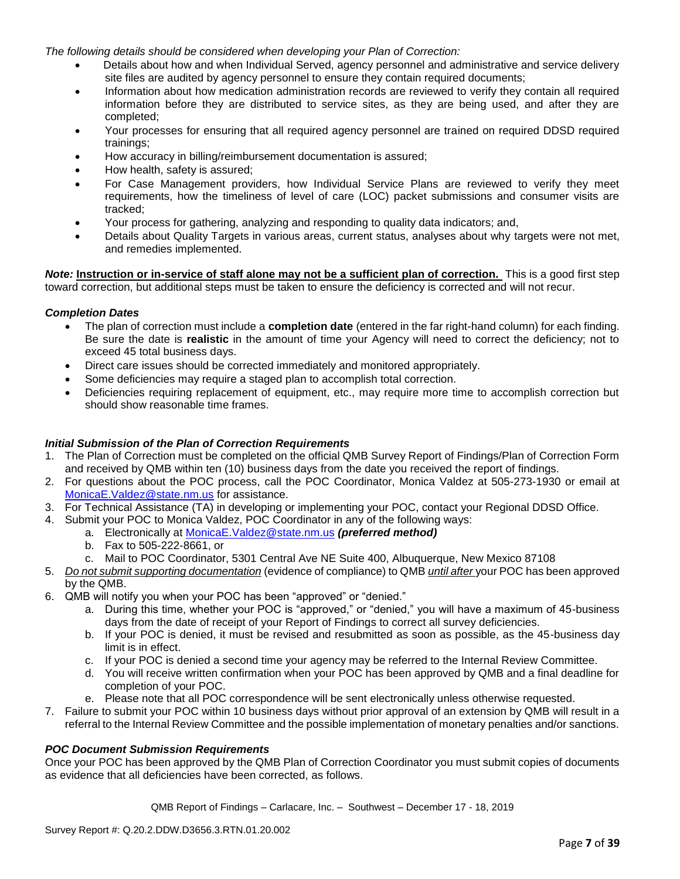*The following details should be considered when developing your Plan of Correction:*

- Details about how and when Individual Served, agency personnel and administrative and service delivery site files are audited by agency personnel to ensure they contain required documents;
- Information about how medication administration records are reviewed to verify they contain all required information before they are distributed to service sites, as they are being used, and after they are completed;
- Your processes for ensuring that all required agency personnel are trained on required DDSD required trainings;
- How accuracy in billing/reimbursement documentation is assured;
- How health, safety is assured;
- For Case Management providers, how Individual Service Plans are reviewed to verify they meet requirements, how the timeliness of level of care (LOC) packet submissions and consumer visits are tracked;
- Your process for gathering, analyzing and responding to quality data indicators; and,
- Details about Quality Targets in various areas, current status, analyses about why targets were not met, and remedies implemented.

***Note:*** **Instruction or in-service of staff alone may not be a sufficient plan of correction.** This is a good first step toward correction, but additional steps must be taken to ensure the deficiency is corrected and will not recur.

### *Completion Dates*

- The plan of correction must include a **completion date** (entered in the far right-hand column) for each finding. Be sure the date is **realistic** in the amount of time your Agency will need to correct the deficiency; not to exceed 45 total business days.
- Direct care issues should be corrected immediately and monitored appropriately.
- Some deficiencies may require a staged plan to accomplish total correction.
- Deficiencies requiring replacement of equipment, etc., may require more time to accomplish correction but should show reasonable time frames.

### *Initial Submission of the Plan of Correction Requirements*

1. The Plan of Correction must be completed on the official QMB Survey Report of Findings/Plan of Correction Form and received by QMB within ten (10) business days from the date you received the report of findings.
2. For questions about the POC process, call the POC Coordinator, Monica Valdez at 505-273-1930 or email at MonicaE.Valdez@state.nm.us for assistance.
3. For Technical Assistance (TA) in developing or implementing your POC, contact your Regional DDSD Office.
4. Submit your POC to Monica Valdez, POC Coordinator in any of the following ways:
   a. Electronically at MonicaE.Valdez@state.nm.us ***(preferred method)***
   b. Fax to 505-222-8661, or
   c. Mail to POC Coordinator, 5301 Central Ave NE Suite 400, Albuquerque, New Mexico 87108
5. *Do not submit supporting documentation* (evidence of compliance) to QMB *until after* your POC has been approved by the QMB.
6. QMB will notify you when your POC has been "approved" or "denied."
   a. During this time, whether your POC is "approved," or "denied," you will have a maximum of 45-business days from the date of receipt of your Report of Findings to correct all survey deficiencies.
   b. If your POC is denied, it must be revised and resubmitted as soon as possible, as the 45-business day limit is in effect.
   c. If your POC is denied a second time your agency may be referred to the Internal Review Committee.
   d. You will receive written confirmation when your POC has been approved by QMB and a final deadline for completion of your POC.
   e. Please note that all POC correspondence will be sent electronically unless otherwise requested.
7. Failure to submit your POC within 10 business days without prior approval of an extension by QMB will result in a referral to the Internal Review Committee and the possible implementation of monetary penalties and/or sanctions.

### *POC Document Submission Requirements*

Once your POC has been approved by the QMB Plan of Correction Coordinator you must submit copies of documents as evidence that all deficiencies have been corrected, as follows.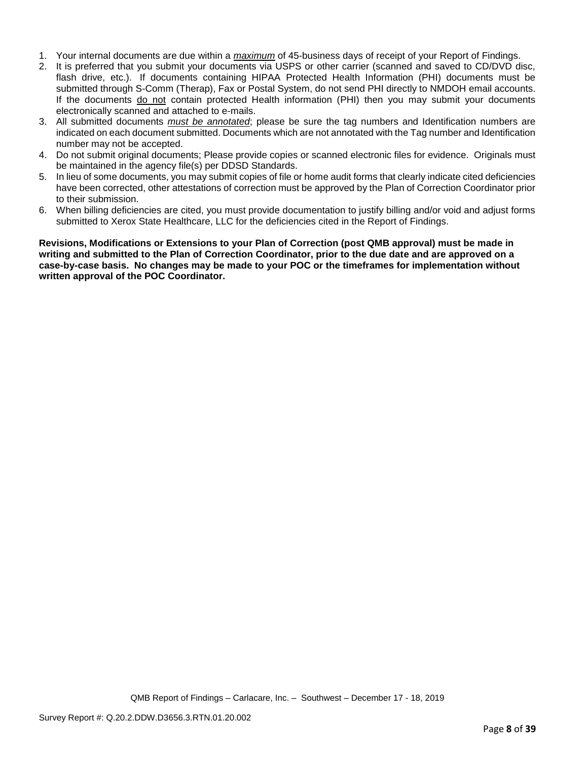1. Your internal documents are due within a ***maximum*** of 45-business days of receipt of your Report of Findings.
2. It is preferred that you submit your documents via USPS or other carrier (scanned and saved to CD/DVD disc, flash drive, etc.). If documents containing HIPAA Protected Health Information (PHI) documents must be submitted through S-Comm (Therap), Fax or Postal System, do not send PHI directly to NMDOH email accounts. If the documents do not contain protected Health information (PHI) then you may submit your documents electronically scanned and attached to e-mails.
3. All submitted documents ***must be annotated***; please be sure the tag numbers and Identification numbers are indicated on each document submitted. Documents which are not annotated with the Tag number and Identification number may not be accepted.
4. Do not submit original documents; Please provide copies or scanned electronic files for evidence. Originals must be maintained in the agency file(s) per DDSD Standards.
5. In lieu of some documents, you may submit copies of file or home audit forms that clearly indicate cited deficiencies have been corrected, other attestations of correction must be approved by the Plan of Correction Coordinator prior to their submission.
6. When billing deficiencies are cited, you must provide documentation to justify billing and/or void and adjust forms submitted to Xerox State Healthcare, LLC for the deficiencies cited in the Report of Findings.

**Revisions, Modifications or Extensions to your Plan of Correction (post QMB approval) must be made in writing and submitted to the Plan of Correction Coordinator, prior to the due date and are approved on a case-by-case basis. No changes may be made to your POC or the timeframes for implementation without written approval of the POC Coordinator.**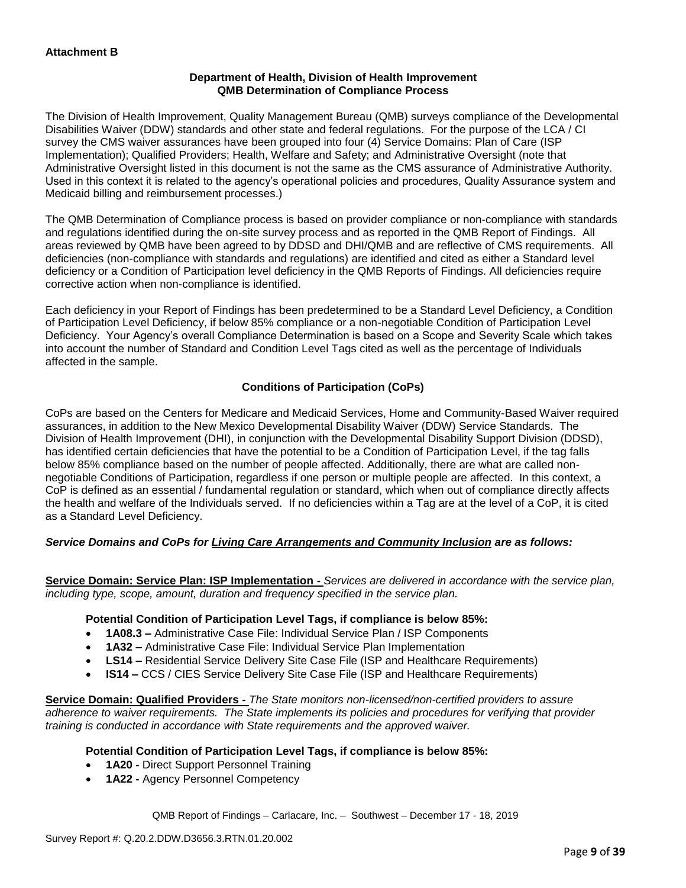**Attachment B**

**Department of Health, Division of Health Improvement**
**QMB Determination of Compliance Process**

The Division of Health Improvement, Quality Management Bureau (QMB) surveys compliance of the Developmental Disabilities Waiver (DDW) standards and other state and federal regulations. For the purpose of the LCA / CI survey the CMS waiver assurances have been grouped into four (4) Service Domains: Plan of Care (ISP Implementation); Qualified Providers; Health, Welfare and Safety; and Administrative Oversight (note that Administrative Oversight listed in this document is not the same as the CMS assurance of Administrative Authority. Used in this context it is related to the agency's operational policies and procedures, Quality Assurance system and Medicaid billing and reimbursement processes.)

The QMB Determination of Compliance process is based on provider compliance or non-compliance with standards and regulations identified during the on-site survey process and as reported in the QMB Report of Findings. All areas reviewed by QMB have been agreed to by DDSD and DHI/QMB and are reflective of CMS requirements. All deficiencies (non-compliance with standards and regulations) are identified and cited as either a Standard level deficiency or a Condition of Participation level deficiency in the QMB Reports of Findings. All deficiencies require corrective action when non-compliance is identified.

Each deficiency in your Report of Findings has been predetermined to be a Standard Level Deficiency, a Condition of Participation Level Deficiency, if below 85% compliance or a non-negotiable Condition of Participation Level Deficiency. Your Agency's overall Compliance Determination is based on a Scope and Severity Scale which takes into account the number of Standard and Condition Level Tags cited as well as the percentage of Individuals affected in the sample.

**Conditions of Participation (CoPs)**

CoPs are based on the Centers for Medicare and Medicaid Services, Home and Community-Based Waiver required assurances, in addition to the New Mexico Developmental Disability Waiver (DDW) Service Standards. The Division of Health Improvement (DHI), in conjunction with the Developmental Disability Support Division (DDSD), has identified certain deficiencies that have the potential to be a Condition of Participation Level, if the tag falls below 85% compliance based on the number of people affected. Additionally, there are what are called non-negotiable Conditions of Participation, regardless if one person or multiple people are affected. In this context, a CoP is defined as an essential / fundamental regulation or standard, which when out of compliance directly affects the health and welfare of the Individuals served. If no deficiencies within a Tag are at the level of a CoP, it is cited as a Standard Level Deficiency.

***Service Domains and CoPs for Living Care Arrangements and Community Inclusion are as follows:***

**Service Domain: Service Plan: ISP Implementation -** *Services are delivered in accordance with the service plan, including type, scope, amount, duration and frequency specified in the service plan.*

**Potential Condition of Participation Level Tags, if compliance is below 85%:**

- **1A08.3 –** Administrative Case File: Individual Service Plan / ISP Components
- **1A32 –** Administrative Case File: Individual Service Plan Implementation
- **LS14 –** Residential Service Delivery Site Case File (ISP and Healthcare Requirements)
- **IS14 –** CCS / CIES Service Delivery Site Case File (ISP and Healthcare Requirements)

**Service Domain: Qualified Providers -** *The State monitors non-licensed/non-certified providers to assure adherence to waiver requirements. The State implements its policies and procedures for verifying that provider training is conducted in accordance with State requirements and the approved waiver.*

**Potential Condition of Participation Level Tags, if compliance is below 85%:**

- **1A20 -** Direct Support Personnel Training
- **1A22 -** Agency Personnel Competency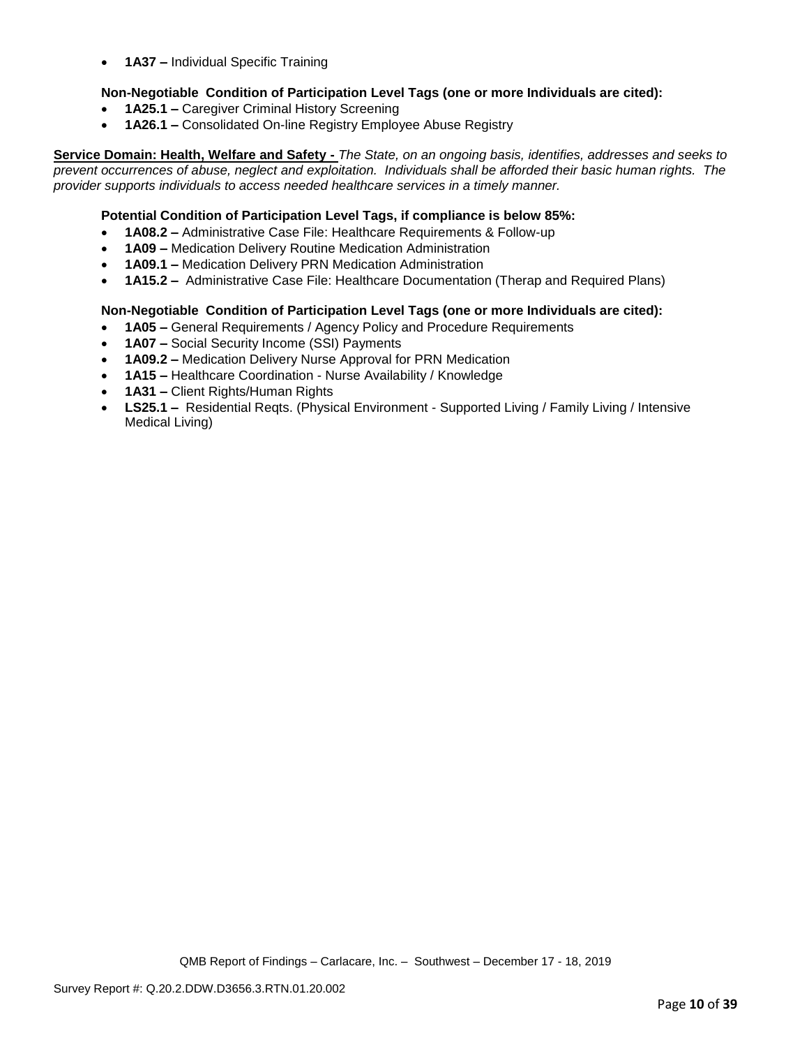- **1A37 –** Individual Specific Training

**Non-Negotiable Condition of Participation Level Tags (one or more Individuals are cited):**

- **1A25.1 –** Caregiver Criminal History Screening
- **1A26.1 –** Consolidated On-line Registry Employee Abuse Registry

**Service Domain: Health, Welfare and Safety -** *The State, on an ongoing basis, identifies, addresses and seeks to prevent occurrences of abuse, neglect and exploitation. Individuals shall be afforded their basic human rights. The provider supports individuals to access needed healthcare services in a timely manner.*

**Potential Condition of Participation Level Tags, if compliance is below 85%:**

- **1A08.2 –** Administrative Case File: Healthcare Requirements & Follow-up
- **1A09 –** Medication Delivery Routine Medication Administration
- **1A09.1 –** Medication Delivery PRN Medication Administration
- **1A15.2 –** Administrative Case File: Healthcare Documentation (Therap and Required Plans)

**Non-Negotiable Condition of Participation Level Tags (one or more Individuals are cited):**

- **1A05 –** General Requirements / Agency Policy and Procedure Requirements
- **1A07 –** Social Security Income (SSI) Payments
- **1A09.2 –** Medication Delivery Nurse Approval for PRN Medication
- **1A15 –** Healthcare Coordination - Nurse Availability / Knowledge
- **1A31 –** Client Rights/Human Rights
- **LS25.1 –** Residential Reqts. (Physical Environment - Supported Living / Family Living / Intensive Medical Living)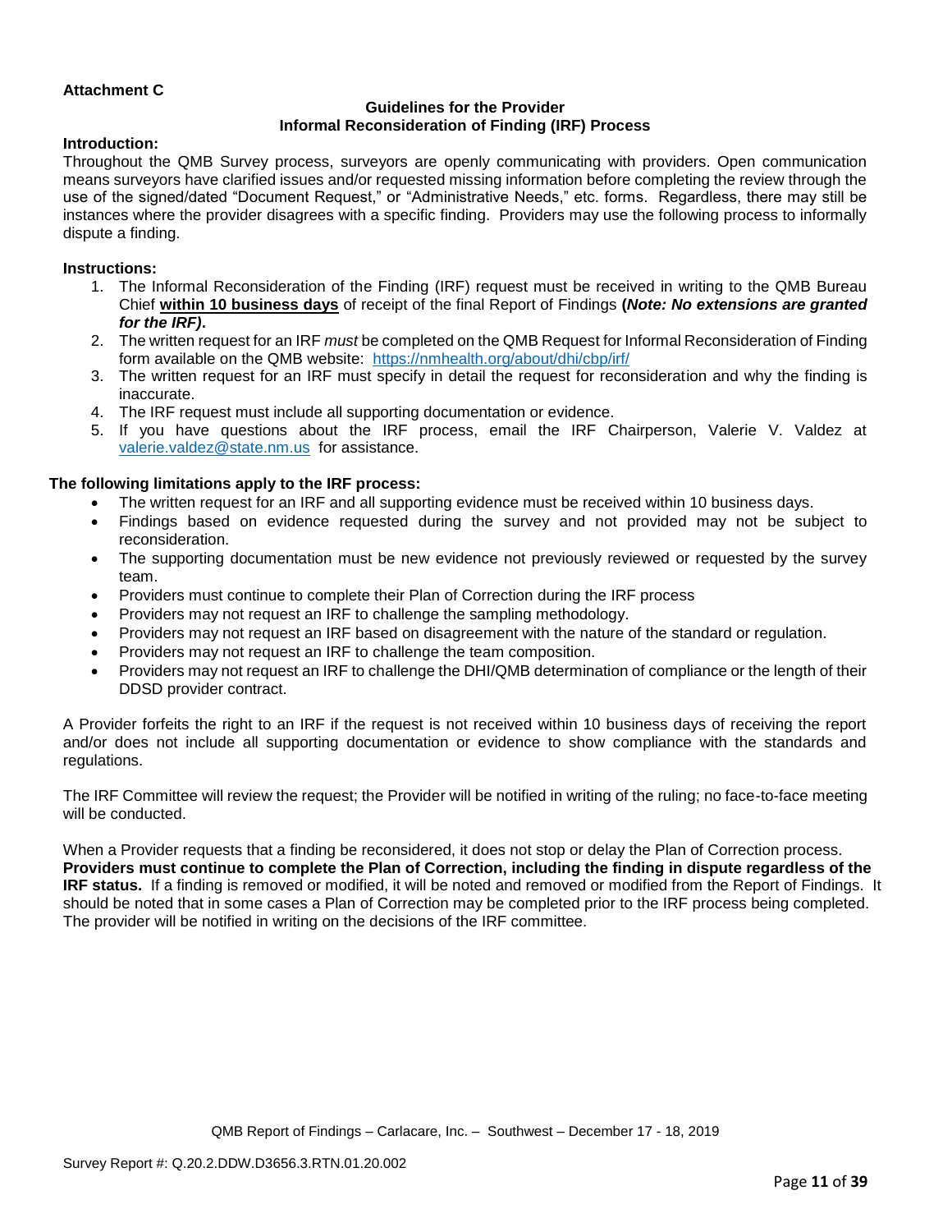**Attachment C**

**Guidelines for the Provider**
**Informal Reconsideration of Finding (IRF) Process**

**Introduction:**

Throughout the QMB Survey process, surveyors are openly communicating with providers. Open communication means surveyors have clarified issues and/or requested missing information before completing the review through the use of the signed/dated "Document Request," or "Administrative Needs," etc. forms. Regardless, there may still be instances where the provider disagrees with a specific finding. Providers may use the following process to informally dispute a finding.

**Instructions:**

1. The Informal Reconsideration of the Finding (IRF) request must be received in writing to the QMB Bureau Chief **within 10 business days** of receipt of the final Report of Findings **(*Note: No extensions are granted for the IRF*).**
2. The written request for an IRF *must* be completed on the QMB Request for Informal Reconsideration of Finding form available on the QMB website: https://nmhealth.org/about/dhi/cbp/irf/
3. The written request for an IRF must specify in detail the request for reconsideration and why the finding is inaccurate.
4. The IRF request must include all supporting documentation or evidence.
5. If you have questions about the IRF process, email the IRF Chairperson, Valerie V. Valdez at valerie.valdez@state.nm.us for assistance.

**The following limitations apply to the IRF process:**

- The written request for an IRF and all supporting evidence must be received within 10 business days.
- Findings based on evidence requested during the survey and not provided may not be subject to reconsideration.
- The supporting documentation must be new evidence not previously reviewed or requested by the survey team.
- Providers must continue to complete their Plan of Correction during the IRF process
- Providers may not request an IRF to challenge the sampling methodology.
- Providers may not request an IRF based on disagreement with the nature of the standard or regulation.
- Providers may not request an IRF to challenge the team composition.
- Providers may not request an IRF to challenge the DHI/QMB determination of compliance or the length of their DDSD provider contract.

A Provider forfeits the right to an IRF if the request is not received within 10 business days of receiving the report and/or does not include all supporting documentation or evidence to show compliance with the standards and regulations.

The IRF Committee will review the request; the Provider will be notified in writing of the ruling; no face-to-face meeting will be conducted.

When a Provider requests that a finding be reconsidered, it does not stop or delay the Plan of Correction process. **Providers must continue to complete the Plan of Correction, including the finding in dispute regardless of the IRF status.** If a finding is removed or modified, it will be noted and removed or modified from the Report of Findings. It should be noted that in some cases a Plan of Correction may be completed prior to the IRF process being completed. The provider will be notified in writing on the decisions of the IRF committee.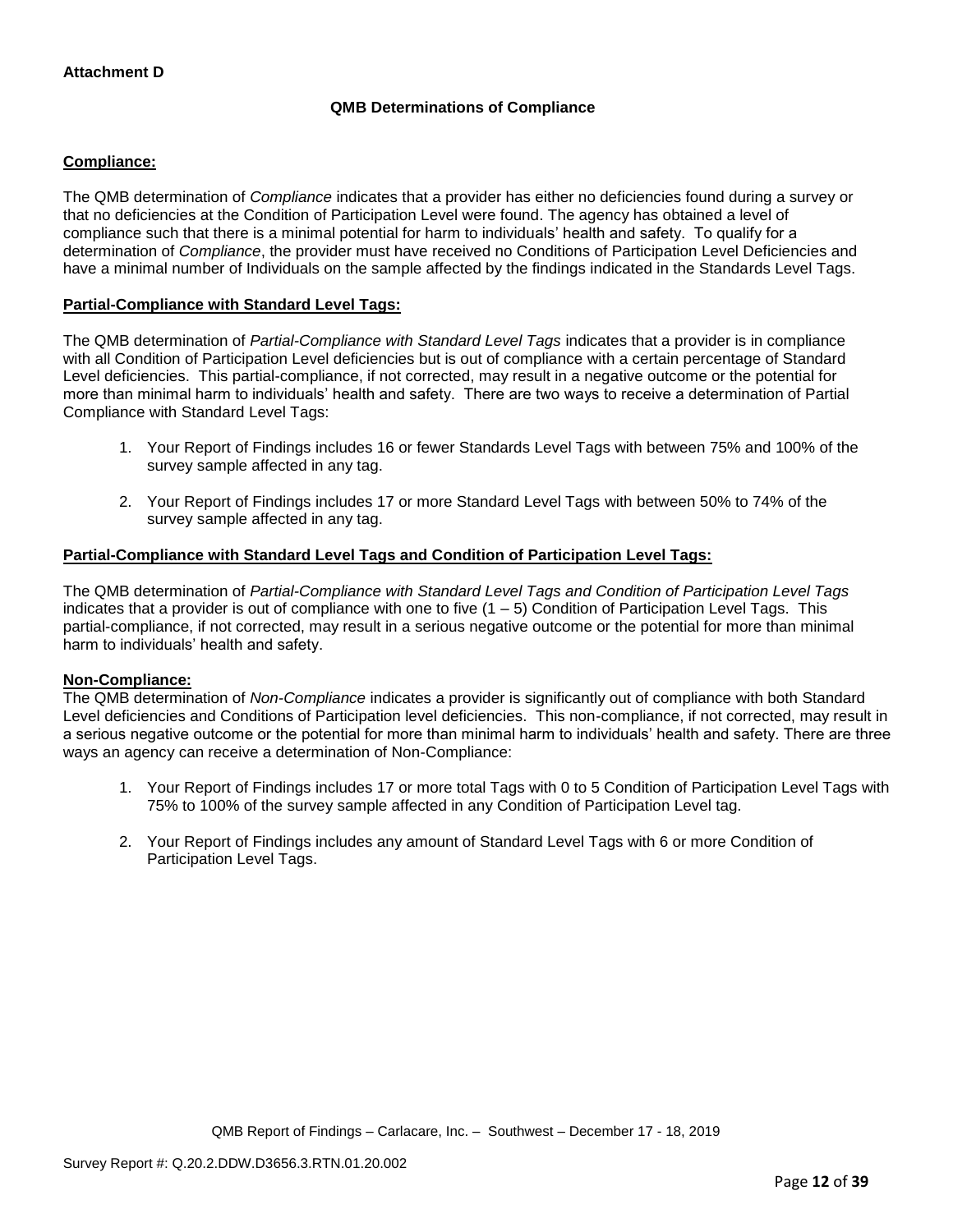**Attachment D**

**QMB Determinations of Compliance**

**Compliance:**

The QMB determination of *Compliance* indicates that a provider has either no deficiencies found during a survey or that no deficiencies at the Condition of Participation Level were found. The agency has obtained a level of compliance such that there is a minimal potential for harm to individuals' health and safety. To qualify for a determination of *Compliance*, the provider must have received no Conditions of Participation Level Deficiencies and have a minimal number of Individuals on the sample affected by the findings indicated in the Standards Level Tags.

**Partial-Compliance with Standard Level Tags:**

The QMB determination of *Partial-Compliance with Standard Level Tags* indicates that a provider is in compliance with all Condition of Participation Level deficiencies but is out of compliance with a certain percentage of Standard Level deficiencies. This partial-compliance, if not corrected, may result in a negative outcome or the potential for more than minimal harm to individuals' health and safety. There are two ways to receive a determination of Partial Compliance with Standard Level Tags:

1. Your Report of Findings includes 16 or fewer Standards Level Tags with between 75% and 100% of the survey sample affected in any tag.
2. Your Report of Findings includes 17 or more Standard Level Tags with between 50% to 74% of the survey sample affected in any tag.

**Partial-Compliance with Standard Level Tags and Condition of Participation Level Tags:**

The QMB determination of *Partial-Compliance with Standard Level Tags and Condition of Participation Level Tags* indicates that a provider is out of compliance with one to five (1 – 5) Condition of Participation Level Tags. This partial-compliance, if not corrected, may result in a serious negative outcome or the potential for more than minimal harm to individuals' health and safety.

**Non-Compliance:**

The QMB determination of *Non-Compliance* indicates a provider is significantly out of compliance with both Standard Level deficiencies and Conditions of Participation level deficiencies. This non-compliance, if not corrected, may result in a serious negative outcome or the potential for more than minimal harm to individuals' health and safety. There are three ways an agency can receive a determination of Non-Compliance:

1. Your Report of Findings includes 17 or more total Tags with 0 to 5 Condition of Participation Level Tags with 75% to 100% of the survey sample affected in any Condition of Participation Level tag.
2. Your Report of Findings includes any amount of Standard Level Tags with 6 or more Condition of Participation Level Tags.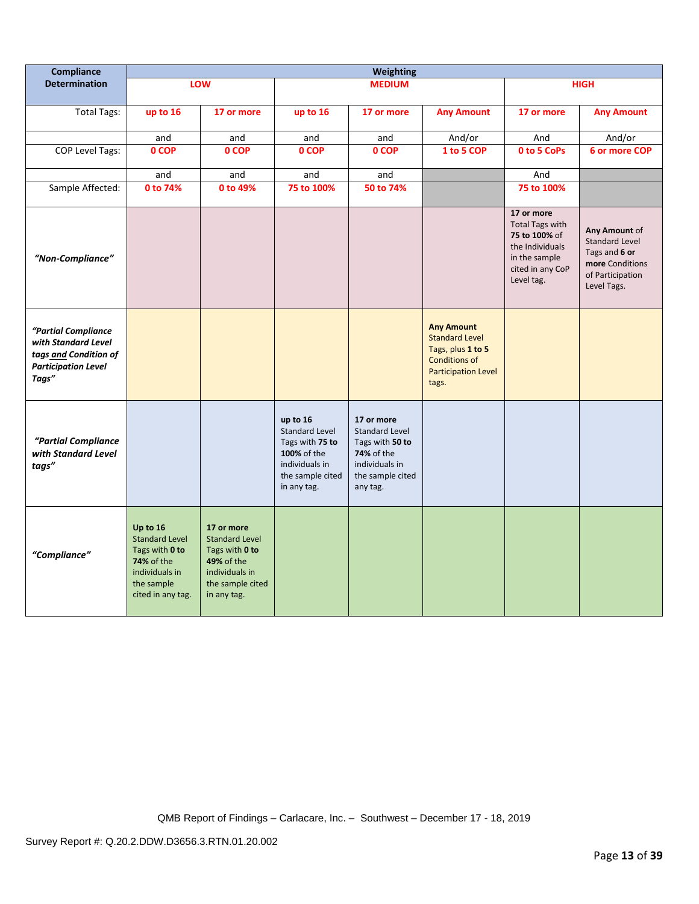| Compliance Determination | Weighting | | | | | | |
|---|---|---|---|---|---|---|---|
| | LOW | | MEDIUM | | | HIGH | |
| Total Tags: | up to 16 | 17 or more | up to 16 | 17 or more | Any Amount | 17 or more | Any Amount |
| | and | and | and | and | And/or | And | And/or |
| COP Level Tags: | 0 COP | 0 COP | 0 COP | 0 COP | 1 to 5 COP | 0 to 5 CoPs | 6 or more COP |
| | and | and | and | and | | And | |
| Sample Affected: | 0 to 74% | 0 to 49% | 75 to 100% | 50 to 74% | | 75 to 100% | |
| *"Non-Compliance"* | | | | | | **17 or more** Total Tags with **75 to 100%** of the Individuals in the sample cited in any CoP Level tag. | **Any Amount** of Standard Level Tags and **6 or more** Conditions of Participation Level Tags. |
| *"Partial Compliance with Standard Level tags and Condition of Participation Level Tags"* | | | | | **Any Amount** Standard Level Tags, plus **1 to 5** Conditions of Participation Level tags. | | |
| *"Partial Compliance with Standard Level tags"* | | | **up to 16** Standard Level Tags with **75 to 100%** of the individuals in the sample cited in any tag. | **17 or more** Standard Level Tags with **50 to 74%** of the individuals in the sample cited any tag. | | | |
| *"Compliance"* | **Up to 16** Standard Level Tags with **0 to 74%** of the individuals in the sample cited in any tag. | **17 or more** Standard Level Tags with **0 to 49%** of the individuals in the sample cited in any tag. | | | | | |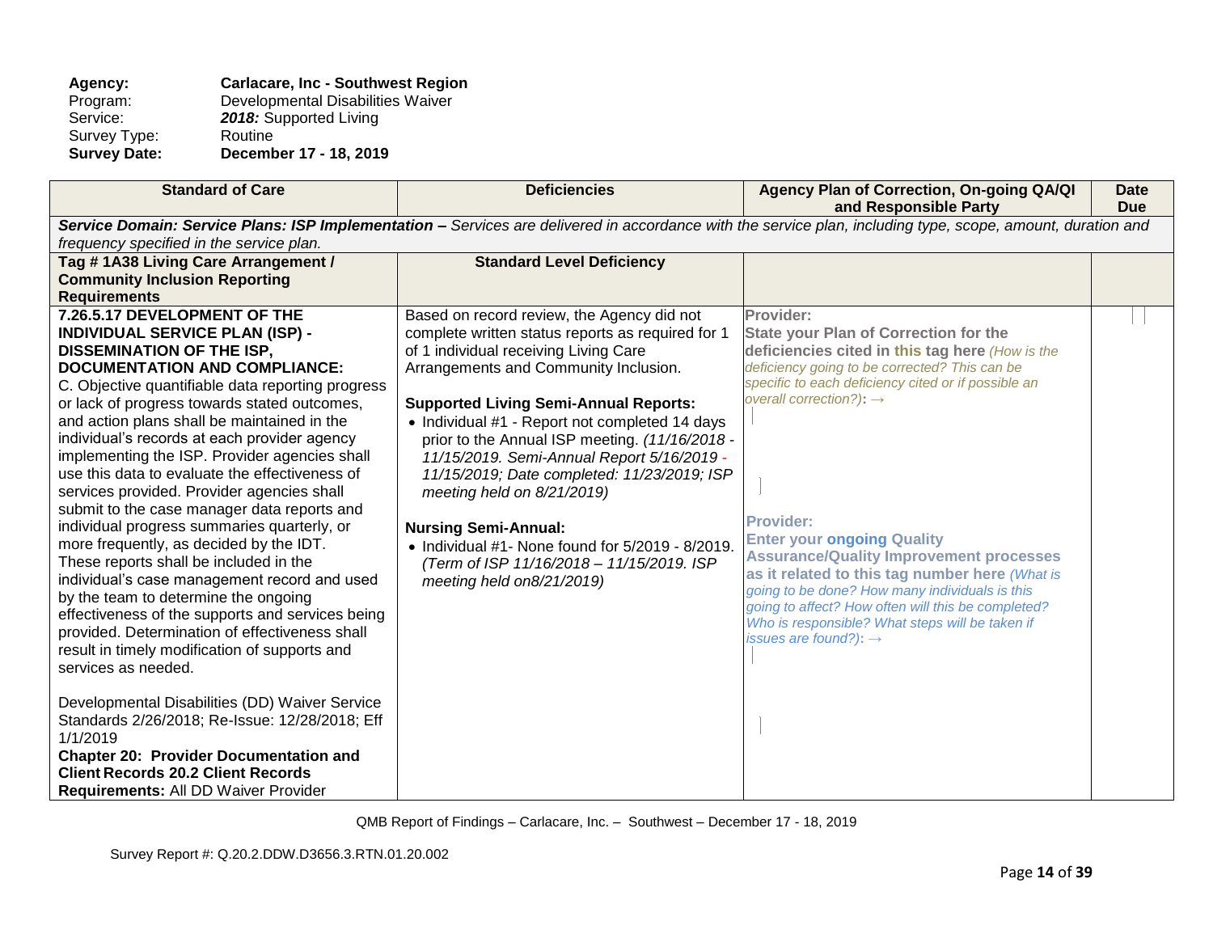**Agency:** **Carlacare, Inc - Southwest Region**
Program: Developmental Disabilities Waiver
Service: ***2018:*** Supported Living
Survey Type: Routine
**Survey Date:** **December 17 - 18, 2019**

| Standard of Care | Deficiencies | Agency Plan of Correction, On-going QA/QI and Responsible Party | Date Due |
|---|---|---|---|
| ***Service Domain: Service Plans: ISP Implementation –*** *Services are delivered in accordance with the service plan, including type, scope, amount, duration and frequency specified in the service plan.* | | | |
| **Tag # 1A38 Living Care Arrangement / Community Inclusion Reporting Requirements** | **Standard Level Deficiency** | | |
| **7.26.5.17 DEVELOPMENT OF THE INDIVIDUAL SERVICE PLAN (ISP) - DISSEMINATION OF THE ISP, DOCUMENTATION AND COMPLIANCE:**<br>C. Objective quantifiable data reporting progress or lack of progress towards stated outcomes, and action plans shall be maintained in the individual's records at each provider agency implementing the ISP. Provider agencies shall use this data to evaluate the effectiveness of services provided. Provider agencies shall submit to the case manager data reports and individual progress summaries quarterly, or more frequently, as decided by the IDT. These reports shall be included in the individual's case management record and used by the team to determine the ongoing effectiveness of the supports and services being provided. Determination of effectiveness shall result in timely modification of supports and services as needed.<br><br>Developmental Disabilities (DD) Waiver Service Standards 2/26/2018; Re-Issue: 12/28/2018; Eff 1/1/2019<br>**Chapter 20: Provider Documentation and Client Records 20.2 Client Records Requirements:** All DD Waiver Provider | Based on record review, the Agency did not complete written status reports as required for 1 of 1 individual receiving Living Care Arrangements and Community Inclusion.<br><br>**Supported Living Semi-Annual Reports:**<br>• Individual #1 - Report not completed 14 days prior to the Annual ISP meeting. *(11/16/2018 - 11/15/2019. Semi-Annual Report 5/16/2019 - 11/15/2019; Date completed: 11/23/2019; ISP meeting held on 8/21/2019)*<br><br>**Nursing Semi-Annual:**<br>• Individual #1- None found for 5/2019 - 8/2019. *(Term of ISP 11/16/2018 – 11/15/2019. ISP meeting held on8/21/2019)* | **Provider:**<br>**State your Plan of Correction for the deficiencies cited in this tag here** *(How is the deficiency going to be corrected? This can be specific to each deficiency cited or if possible an overall correction?)*: →<br><br>**Provider:**<br>**Enter your ongoing Quality Assurance/Quality Improvement processes as it related to this tag number here** *(What is going to be done? How many individuals is this going to affect? How often will this be completed? Who is responsible? What steps will be taken if issues are found?)*: → | |

QMB Report of Findings – Carlacare, Inc. – Southwest – December 17 - 18, 2019

Survey Report #: Q.20.2.DDW.D3656.3.RTN.01.20.002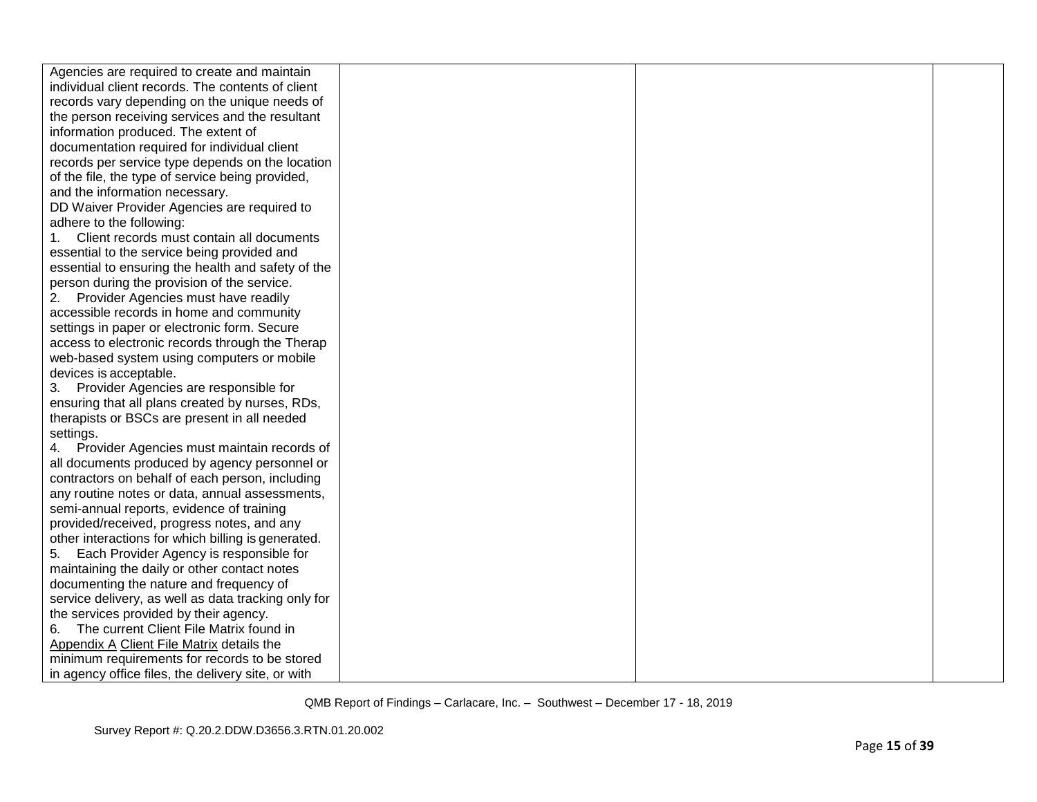| | | | |
|---|---|---|---|
| Agencies are required to create and maintain individual client records. The contents of client records vary depending on the unique needs of the person receiving services and the resultant information produced. The extent of documentation required for individual client records per service type depends on the location of the file, the type of service being provided, and the information necessary.<br>DD Waiver Provider Agencies are required to adhere to the following:<br>1. Client records must contain all documents essential to the service being provided and essential to ensuring the health and safety of the person during the provision of the service.<br>2. Provider Agencies must have readily accessible records in home and community settings in paper or electronic form. Secure access to electronic records through the Therap web-based system using computers or mobile devices is acceptable.<br>3. Provider Agencies are responsible for ensuring that all plans created by nurses, RDs, therapists or BSCs are present in all needed settings.<br>4. Provider Agencies must maintain records of all documents produced by agency personnel or contractors on behalf of each person, including any routine notes or data, annual assessments, semi-annual reports, evidence of training provided/received, progress notes, and any other interactions for which billing is generated.<br>5. Each Provider Agency is responsible for maintaining the daily or other contact notes documenting the nature and frequency of service delivery, as well as data tracking only for the services provided by their agency.<br>6. The current Client File Matrix found in Appendix A Client File Matrix details the minimum requirements for records to be stored in agency office files, the delivery site, or with | | | |

QMB Report of Findings – Carlacare, Inc. – Southwest – December 17 - 18, 2019

Survey Report #: Q.20.2.DDW.D3656.3.RTN.01.20.002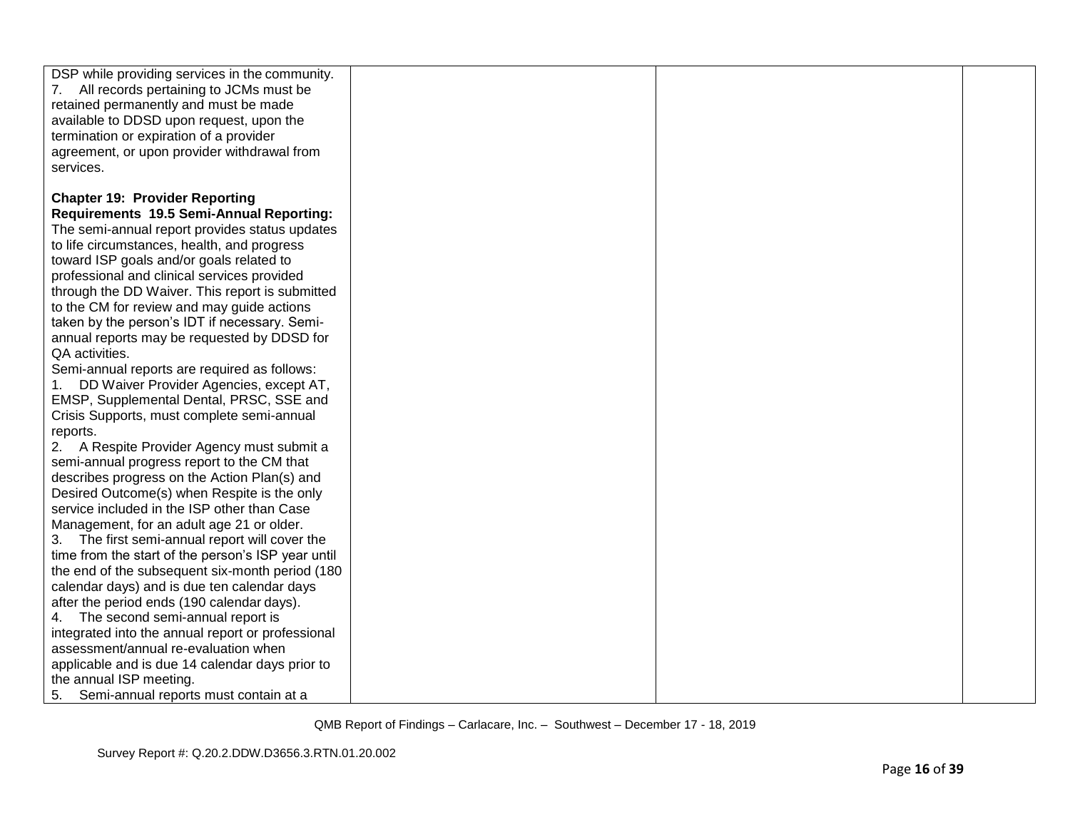| | | | |
|---|---|---|---|
| DSP while providing services in the community.<br>7. All records pertaining to JCMs must be retained permanently and must be made available to DDSD upon request, upon the termination or expiration of a provider agreement, or upon provider withdrawal from services.<br><br>**Chapter 19: Provider Reporting Requirements 19.5 Semi-Annual Reporting:** The semi-annual report provides status updates to life circumstances, health, and progress toward ISP goals and/or goals related to professional and clinical services provided through the DD Waiver. This report is submitted to the CM for review and may guide actions taken by the person's IDT if necessary. Semi-annual reports may be requested by DDSD for QA activities.<br>Semi-annual reports are required as follows:<br>1. DD Waiver Provider Agencies, except AT, EMSP, Supplemental Dental, PRSC, SSE and Crisis Supports, must complete semi-annual reports.<br>2. A Respite Provider Agency must submit a semi-annual progress report to the CM that describes progress on the Action Plan(s) and Desired Outcome(s) when Respite is the only service included in the ISP other than Case Management, for an adult age 21 or older.<br>3. The first semi-annual report will cover the time from the start of the person's ISP year until the end of the subsequent six-month period (180 calendar days) and is due ten calendar days after the period ends (190 calendar days).<br>4. The second semi-annual report is integrated into the annual report or professional assessment/annual re-evaluation when applicable and is due 14 calendar days prior to the annual ISP meeting.<br>5. Semi-annual reports must contain at a | | | |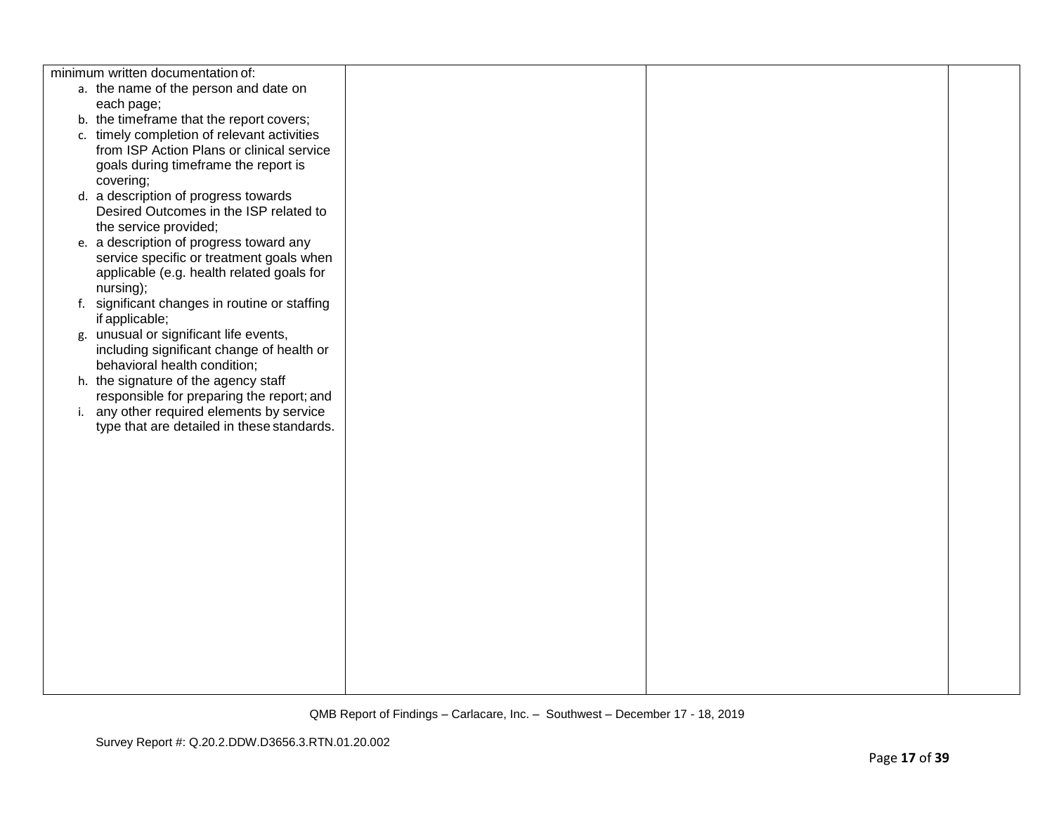| | | | |
|---|---|---|---|
| minimum written documentation of:<br>a. the name of the person and date on each page;<br>b. the timeframe that the report covers;<br>c. timely completion of relevant activities from ISP Action Plans or clinical service goals during timeframe the report is covering;<br>d. a description of progress towards Desired Outcomes in the ISP related to the service provided;<br>e. a description of progress toward any service specific or treatment goals when applicable (e.g. health related goals for nursing);<br>f. significant changes in routine or staffing if applicable;<br>g. unusual or significant life events, including significant change of health or behavioral health condition;<br>h. the signature of the agency staff responsible for preparing the report; and<br>i. any other required elements by service type that are detailed in these standards. | | | |

QMB Report of Findings – Carlacare, Inc. – Southwest – December 17 - 18, 2019

Survey Report #: Q.20.2.DDW.D3656.3.RTN.01.20.002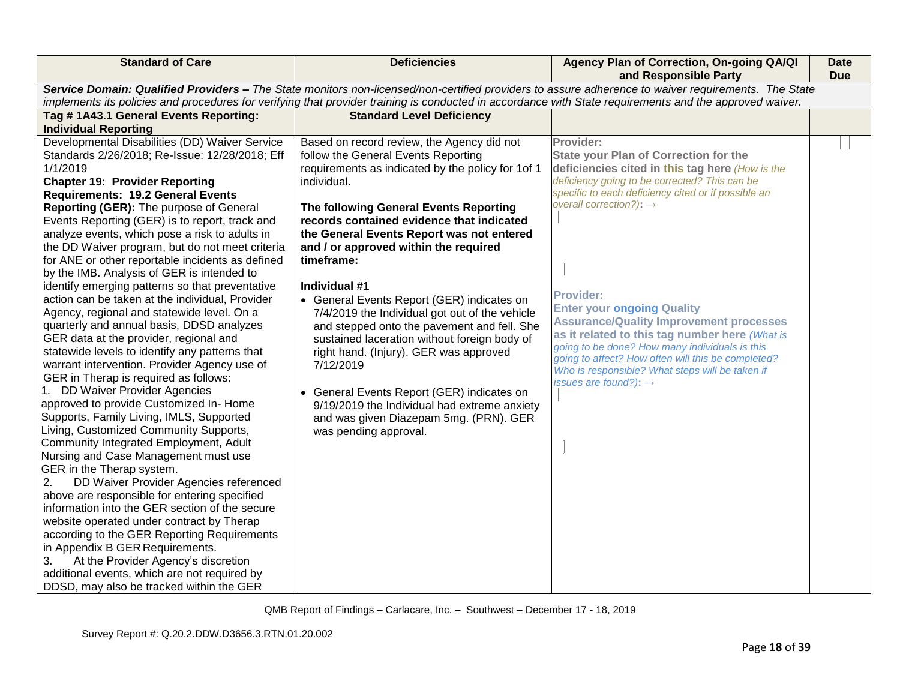| Standard of Care | Deficiencies | Agency Plan of Correction, On-going QA/QI and Responsible Party | Date Due |
|---|---|---|---|
| ***Service Domain: Qualified Providers –*** *The State monitors non-licensed/non-certified providers to assure adherence to waiver requirements. The State implements its policies and procedures for verifying that provider training is conducted in accordance with State requirements and the approved waiver.* | | | |
| **Tag # 1A43.1 General Events Reporting: Individual Reporting** | **Standard Level Deficiency** | | |
| Developmental Disabilities (DD) Waiver Service Standards 2/26/2018; Re-Issue: 12/28/2018; Eff 1/1/2019<br>**Chapter 19: Provider Reporting Requirements: 19.2 General Events Reporting (GER):** The purpose of General Events Reporting (GER) is to report, track and analyze events, which pose a risk to adults in the DD Waiver program, but do not meet criteria for ANE or other reportable incidents as defined by the IMB. Analysis of GER is intended to identify emerging patterns so that preventative action can be taken at the individual, Provider Agency, regional and statewide level. On a quarterly and annual basis, DDSD analyzes GER data at the provider, regional and statewide levels to identify any patterns that warrant intervention. Provider Agency use of GER in Therap is required as follows:<br>1. DD Waiver Provider Agencies approved to provide Customized In- Home Supports, Family Living, IMLS, Supported Living, Customized Community Supports, Community Integrated Employment, Adult Nursing and Case Management must use GER in the Therap system.<br>2. DD Waiver Provider Agencies referenced above are responsible for entering specified information into the GER section of the secure website operated under contract by Therap according to the GER Reporting Requirements in Appendix B GER Requirements.<br>3. At the Provider Agency's discretion additional events, which are not required by DDSD, may also be tracked within the GER | Based on record review, the Agency did not follow the General Events Reporting requirements as indicated by the policy for 1of 1 individual.<br><br>**The following General Events Reporting records contained evidence that indicated the General Events Report was not entered and / or approved within the required timeframe:**<br><br>**Individual #1**<br>• General Events Report (GER) indicates on 7/4/2019 the Individual got out of the vehicle and stepped onto the pavement and fell. She sustained laceration without foreign body of right hand. (Injury). GER was approved 7/12/2019<br><br>• General Events Report (GER) indicates on 9/19/2019 the Individual had extreme anxiety and was given Diazepam 5mg. (PRN). GER was pending approval. | **Provider:**<br>**State your Plan of Correction for the deficiencies cited in this tag here** *(How is the deficiency going to be corrected? This can be specific to each deficiency cited or if possible an overall correction?)*: →<br><br>**Provider:**<br>**Enter your ongoing Quality Assurance/Quality Improvement processes as it related to this tag number here** *(What is going to be done? How many individuals is this going to affect? How often will this be completed? Who is responsible? What steps will be taken if issues are found?)*: → | |

QMB Report of Findings – Carlacare, Inc. – Southwest – December 17 - 18, 2019

Survey Report #: Q.20.2.DDW.D3656.3.RTN.01.20.002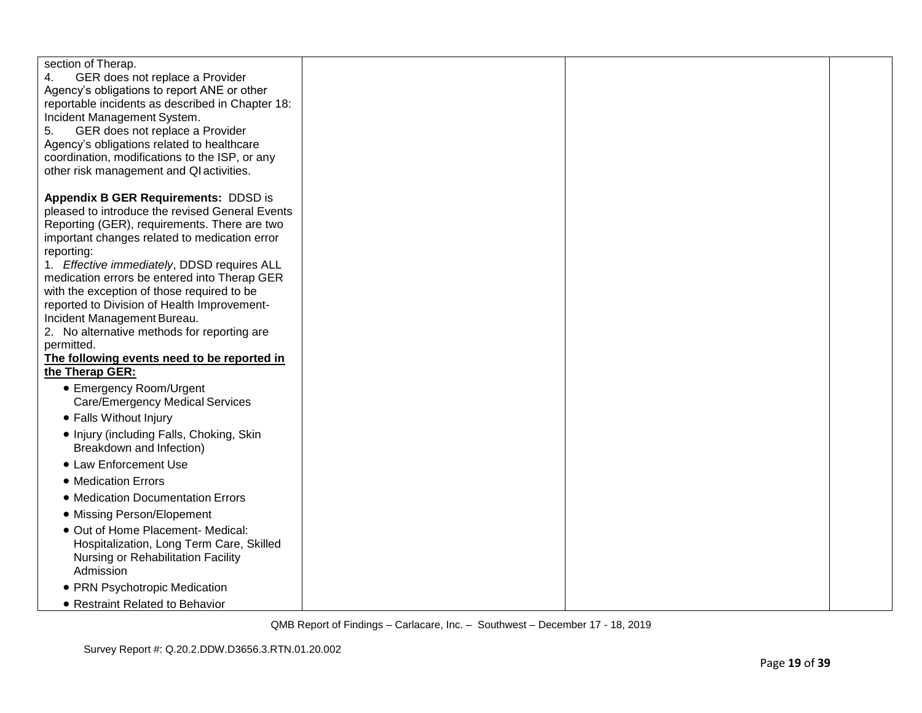| | | | |
|---|---|---|---|
| section of Therap.<br>4. GER does not replace a Provider Agency's obligations to report ANE or other reportable incidents as described in Chapter 18: Incident Management System.<br>5. GER does not replace a Provider Agency's obligations related to healthcare coordination, modifications to the ISP, or any other risk management and QI activities.<br><br>**Appendix B GER Requirements:** DDSD is pleased to introduce the revised General Events Reporting (GER), requirements. There are two important changes related to medication error reporting:<br>1. *Effective immediately*, DDSD requires ALL medication errors be entered into Therap GER with the exception of those required to be reported to Division of Health Improvement-Incident Management Bureau.<br>2. No alternative methods for reporting are permitted.<br>**The following events need to be reported in the Therap GER:**<br>• Emergency Room/Urgent Care/Emergency Medical Services<br>• Falls Without Injury<br>• Injury (including Falls, Choking, Skin Breakdown and Infection)<br>• Law Enforcement Use<br>• Medication Errors<br>• Medication Documentation Errors<br>• Missing Person/Elopement<br>• Out of Home Placement- Medical: Hospitalization, Long Term Care, Skilled Nursing or Rehabilitation Facility Admission<br>• PRN Psychotropic Medication<br>• Restraint Related to Behavior | | | |

QMB Report of Findings – Carlacare, Inc. – Southwest – December 17 - 18, 2019

Survey Report #: Q.20.2.DDW.D3656.3.RTN.01.20.002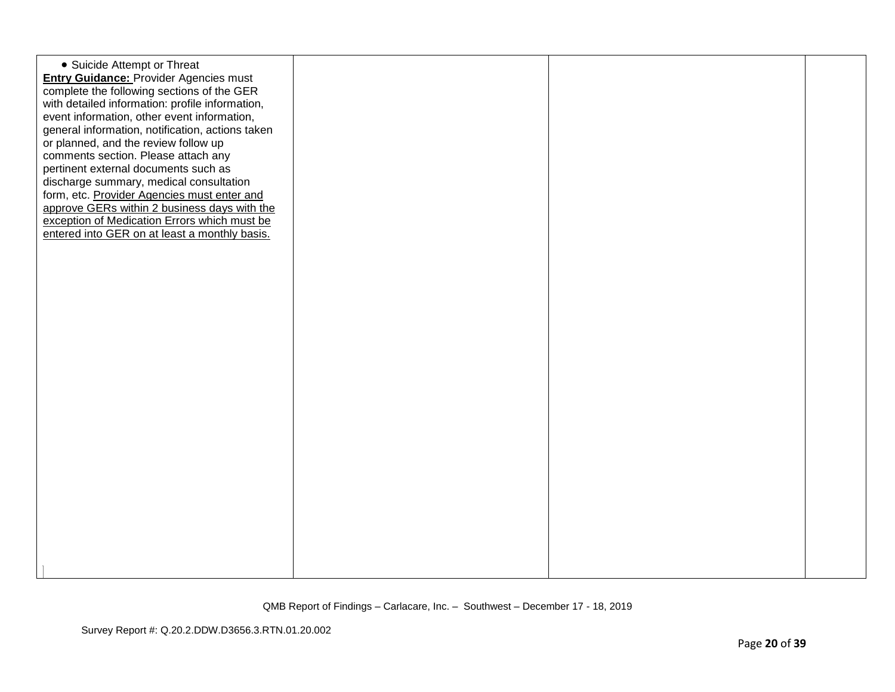| | | | |
|---|---|---|---|
| • Suicide Attempt or Threat<br>**Entry Guidance:** Provider Agencies must complete the following sections of the GER with detailed information: profile information, event information, other event information, general information, notification, actions taken or planned, and the review follow up comments section. Please attach any pertinent external documents such as discharge summary, medical consultation form, etc. Provider Agencies must enter and approve GERs within 2 business days with the exception of Medication Errors which must be entered into GER on at least a monthly basis. | | | |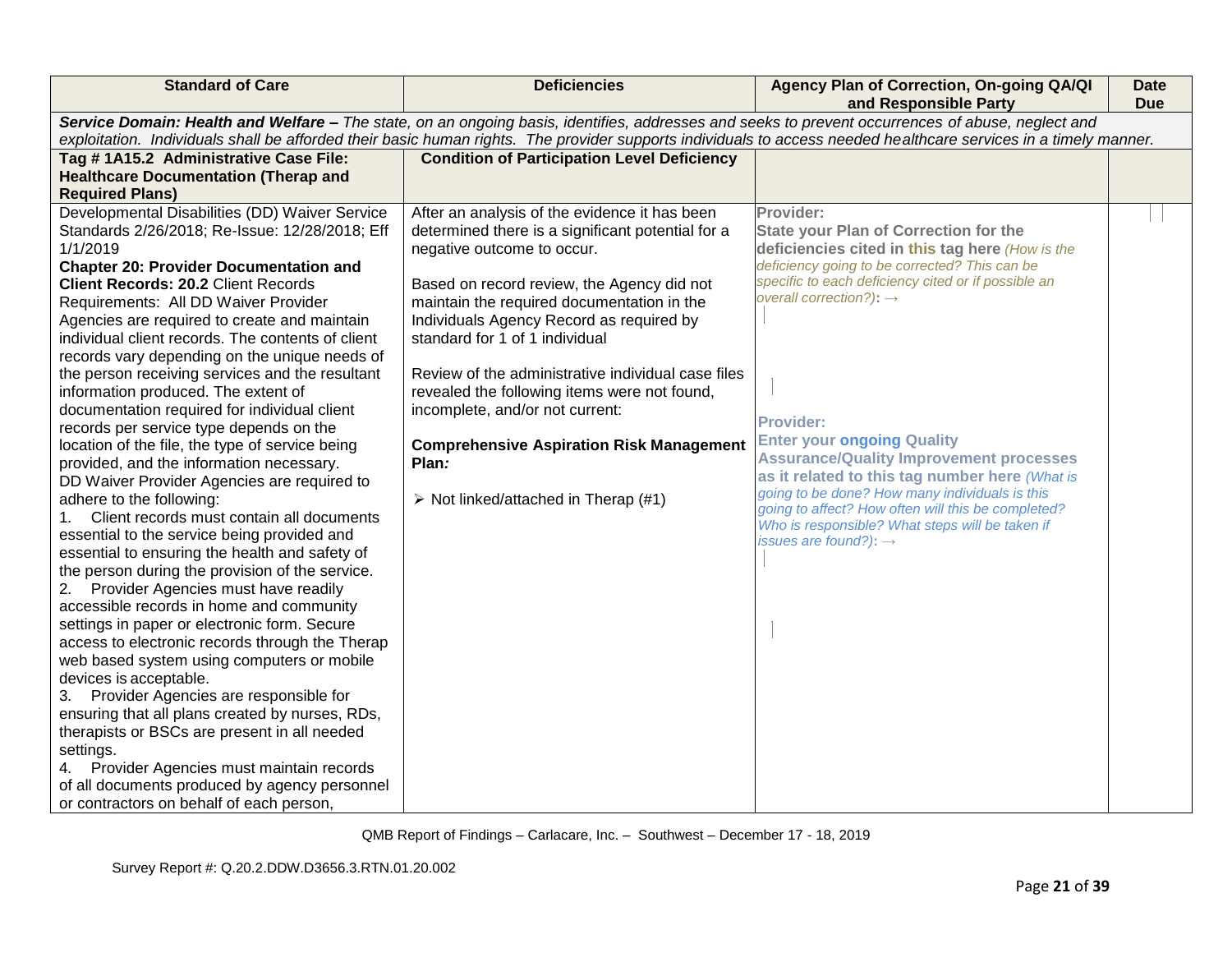| Standard of Care | Deficiencies | Agency Plan of Correction, On-going QA/QI and Responsible Party | Date Due |
|---|---|---|---|
| ***Service Domain: Health and Welfare –*** *The state, on an ongoing basis, identifies, addresses and seeks to prevent occurrences of abuse, neglect and exploitation. Individuals shall be afforded their basic human rights. The provider supports individuals to access needed healthcare services in a timely manner.* | | | |
| **Tag # 1A15.2 Administrative Case File: Healthcare Documentation (Therap and Required Plans)** | **Condition of Participation Level Deficiency** | | |
| Developmental Disabilities (DD) Waiver Service Standards 2/26/2018; Re-Issue: 12/28/2018; Eff 1/1/2019<br>**Chapter 20: Provider Documentation and Client Records: 20.2** Client Records Requirements: All DD Waiver Provider Agencies are required to create and maintain individual client records. The contents of client records vary depending on the unique needs of the person receiving services and the resultant information produced. The extent of documentation required for individual client records per service type depends on the location of the file, the type of service being provided, and the information necessary.<br>DD Waiver Provider Agencies are required to adhere to the following:<br>1. Client records must contain all documents essential to the service being provided and essential to ensuring the health and safety of the person during the provision of the service.<br>2. Provider Agencies must have readily accessible records in home and community settings in paper or electronic form. Secure access to electronic records through the Therap web based system using computers or mobile devices is acceptable.<br>3. Provider Agencies are responsible for ensuring that all plans created by nurses, RDs, therapists or BSCs are present in all needed settings.<br>4. Provider Agencies must maintain records of all documents produced by agency personnel or contractors on behalf of each person, | After an analysis of the evidence it has been determined there is a significant potential for a negative outcome to occur.<br><br>Based on record review, the Agency did not maintain the required documentation in the Individuals Agency Record as required by standard for 1 of 1 individual<br><br>Review of the administrative individual case files revealed the following items were not found, incomplete, and/or not current:<br><br>**Comprehensive Aspiration Risk Management Plan*:***<br><br>➢ Not linked/attached in Therap (#1) | **Provider:**<br>**State your Plan of Correction for the deficiencies cited in this tag here** *(How is the deficiency going to be corrected? This can be specific to each deficiency cited or if possible an overall correction?)*: →<br><br>**Provider:**<br>**Enter your ongoing Quality Assurance/Quality Improvement processes as it related to this tag number here** *(What is going to be done? How many individuals is this going to affect? How often will this be completed? Who is responsible? What steps will be taken if issues are found?)*: → | |

QMB Report of Findings – Carlacare, Inc. – Southwest – December 17 - 18, 2019

Survey Report #: Q.20.2.DDW.D3656.3.RTN.01.20.002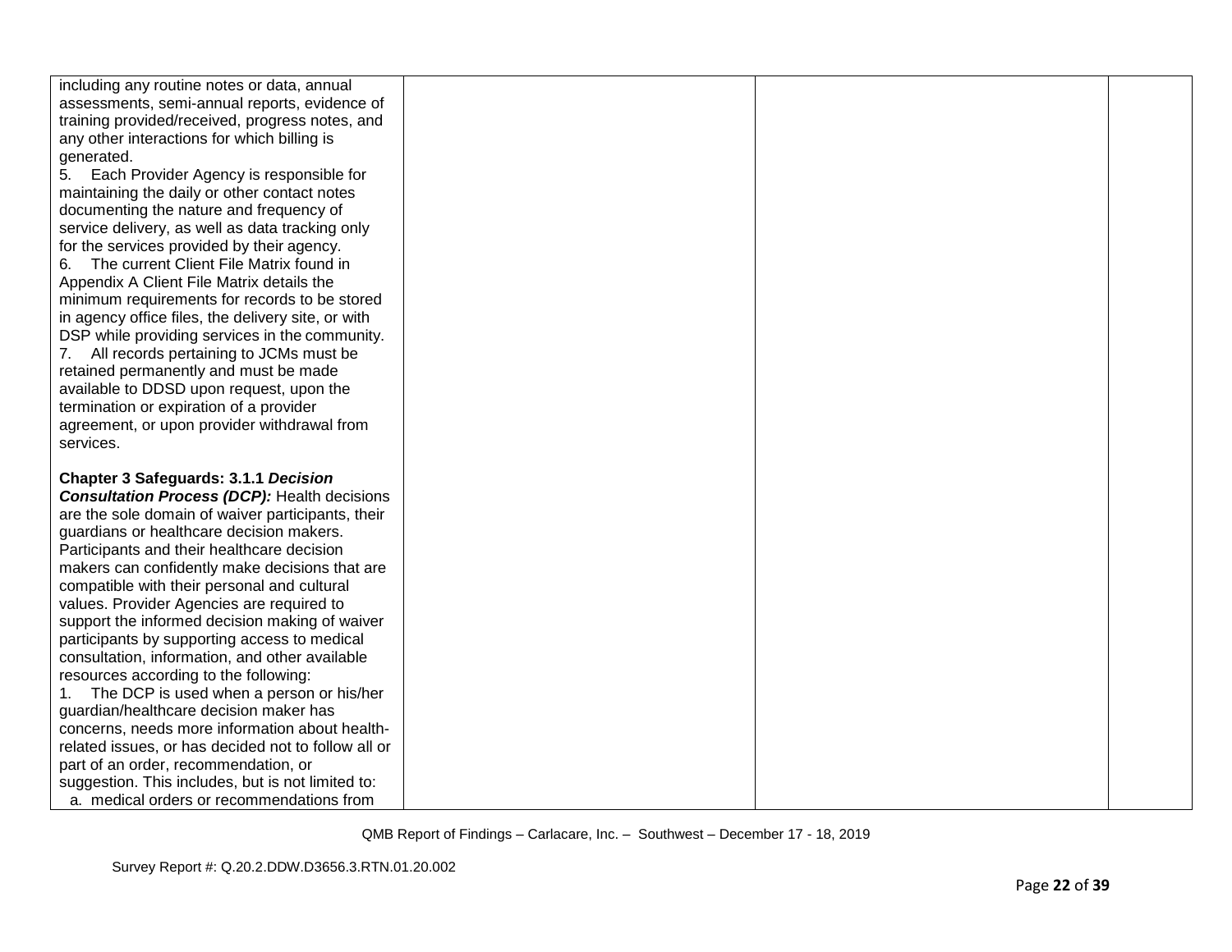| | | | |
|---|---|---|---|
| including any routine notes or data, annual assessments, semi-annual reports, evidence of training provided/received, progress notes, and any other interactions for which billing is generated.<br>5. Each Provider Agency is responsible for maintaining the daily or other contact notes documenting the nature and frequency of service delivery, as well as data tracking only for the services provided by their agency.<br>6. The current Client File Matrix found in Appendix A Client File Matrix details the minimum requirements for records to be stored in agency office files, the delivery site, or with DSP while providing services in the community.<br>7. All records pertaining to JCMs must be retained permanently and must be made available to DDSD upon request, upon the termination or expiration of a provider agreement, or upon provider withdrawal from services.<br><br>**Chapter 3 Safeguards: 3.1.1 *Decision Consultation Process (DCP):*** Health decisions are the sole domain of waiver participants, their guardians or healthcare decision makers. Participants and their healthcare decision makers can confidently make decisions that are compatible with their personal and cultural values. Provider Agencies are required to support the informed decision making of waiver participants by supporting access to medical consultation, information, and other available resources according to the following:<br>1. The DCP is used when a person or his/her guardian/healthcare decision maker has concerns, needs more information about health-related issues, or has decided not to follow all or part of an order, recommendation, or suggestion. This includes, but is not limited to:<br>a. medical orders or recommendations from | | | |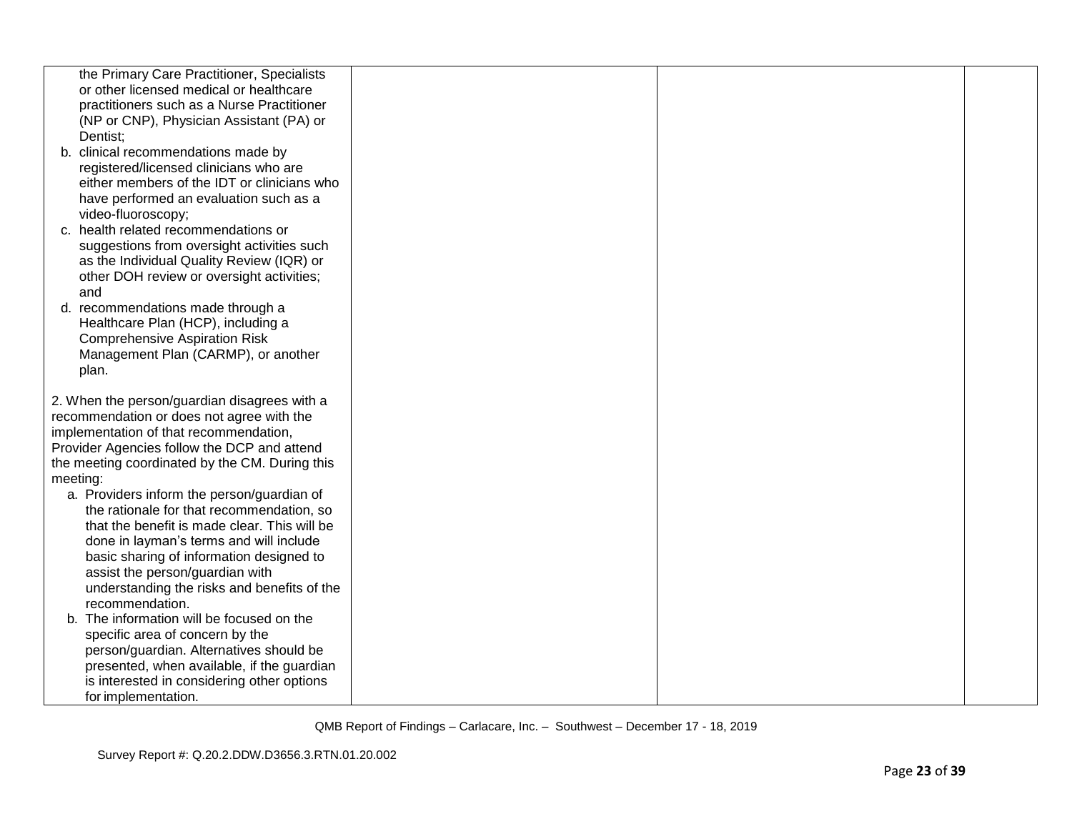| | | | |
|---|---|---|---|
| the Primary Care Practitioner, Specialists or other licensed medical or healthcare practitioners such as a Nurse Practitioner (NP or CNP), Physician Assistant (PA) or Dentist;<br>b. clinical recommendations made by registered/licensed clinicians who are either members of the IDT or clinicians who have performed an evaluation such as a video-fluoroscopy;<br>c. health related recommendations or suggestions from oversight activities such as the Individual Quality Review (IQR) or other DOH review or oversight activities; and<br>d. recommendations made through a Healthcare Plan (HCP), including a Comprehensive Aspiration Risk Management Plan (CARMP), or another plan.<br><br>2. When the person/guardian disagrees with a recommendation or does not agree with the implementation of that recommendation, Provider Agencies follow the DCP and attend the meeting coordinated by the CM. During this meeting:<br>a. Providers inform the person/guardian of the rationale for that recommendation, so that the benefit is made clear. This will be done in layman's terms and will include basic sharing of information designed to assist the person/guardian with understanding the risks and benefits of the recommendation.<br>b. The information will be focused on the specific area of concern by the person/guardian. Alternatives should be presented, when available, if the guardian is interested in considering other options for implementation. | | | |

QMB Report of Findings – Carlacare, Inc. – Southwest – December 17 - 18, 2019

Survey Report #: Q.20.2.DDW.D3656.3.RTN.01.20.002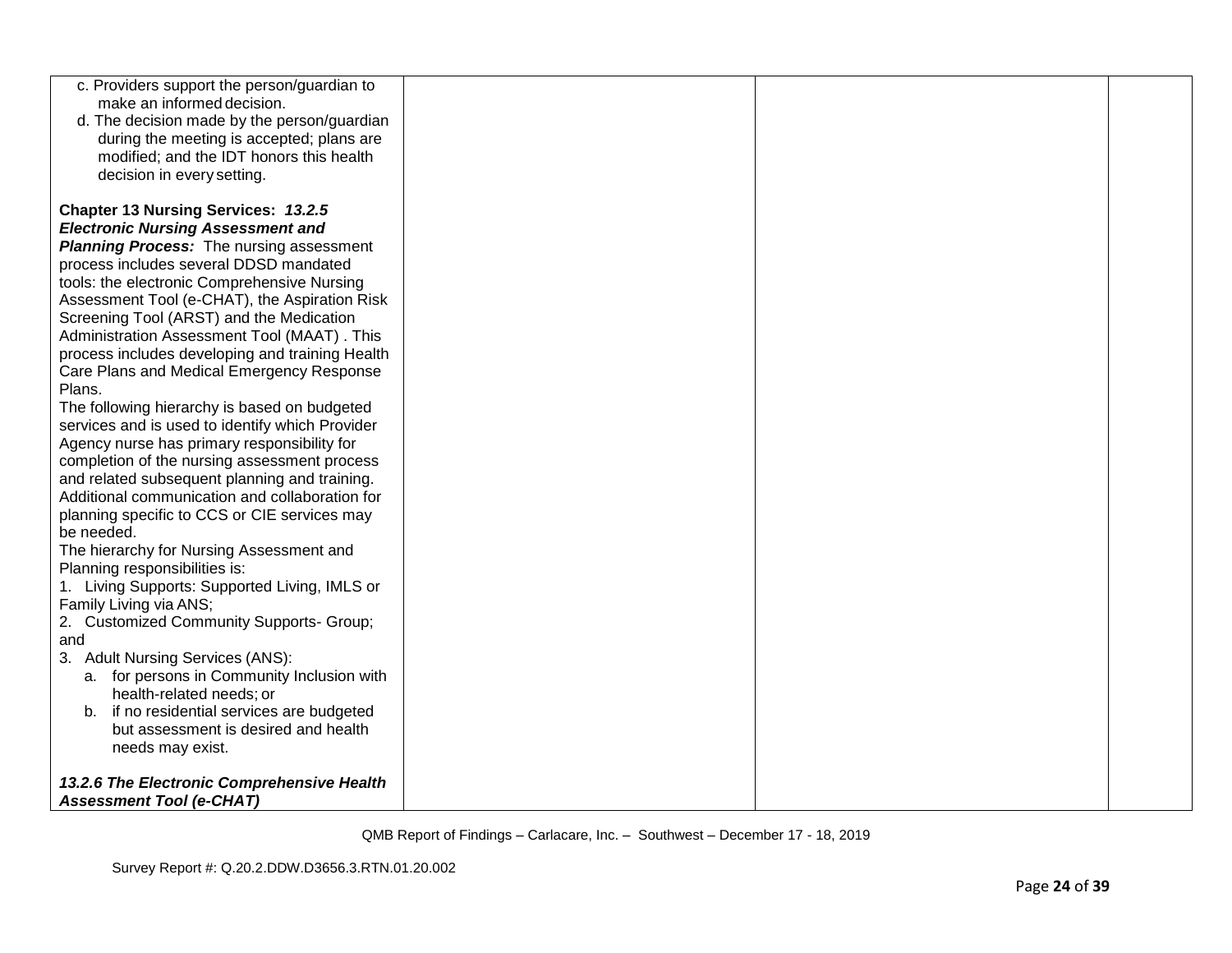| | | | |
|---|---|---|---|
| c. Providers support the person/guardian to make an informed decision.<br>d. The decision made by the person/guardian during the meeting is accepted; plans are modified; and the IDT honors this health decision in every setting.<br><br>**Chapter 13 Nursing Services:** ***13.2.5 Electronic Nursing Assessment and Planning Process:*** The nursing assessment process includes several DDSD mandated tools: the electronic Comprehensive Nursing Assessment Tool (e-CHAT), the Aspiration Risk Screening Tool (ARST) and the Medication Administration Assessment Tool (MAAT) . This process includes developing and training Health Care Plans and Medical Emergency Response Plans.<br>The following hierarchy is based on budgeted services and is used to identify which Provider Agency nurse has primary responsibility for completion of the nursing assessment process and related subsequent planning and training. Additional communication and collaboration for planning specific to CCS or CIE services may be needed.<br>The hierarchy for Nursing Assessment and Planning responsibilities is:<br>1. Living Supports: Supported Living, IMLS or Family Living via ANS;<br>2. Customized Community Supports- Group; and<br>3. Adult Nursing Services (ANS):<br>a. for persons in Community Inclusion with health-related needs; or<br>b. if no residential services are budgeted but assessment is desired and health needs may exist.<br><br>***13.2.6 The Electronic Comprehensive Health Assessment Tool (e-CHAT)*** | | | |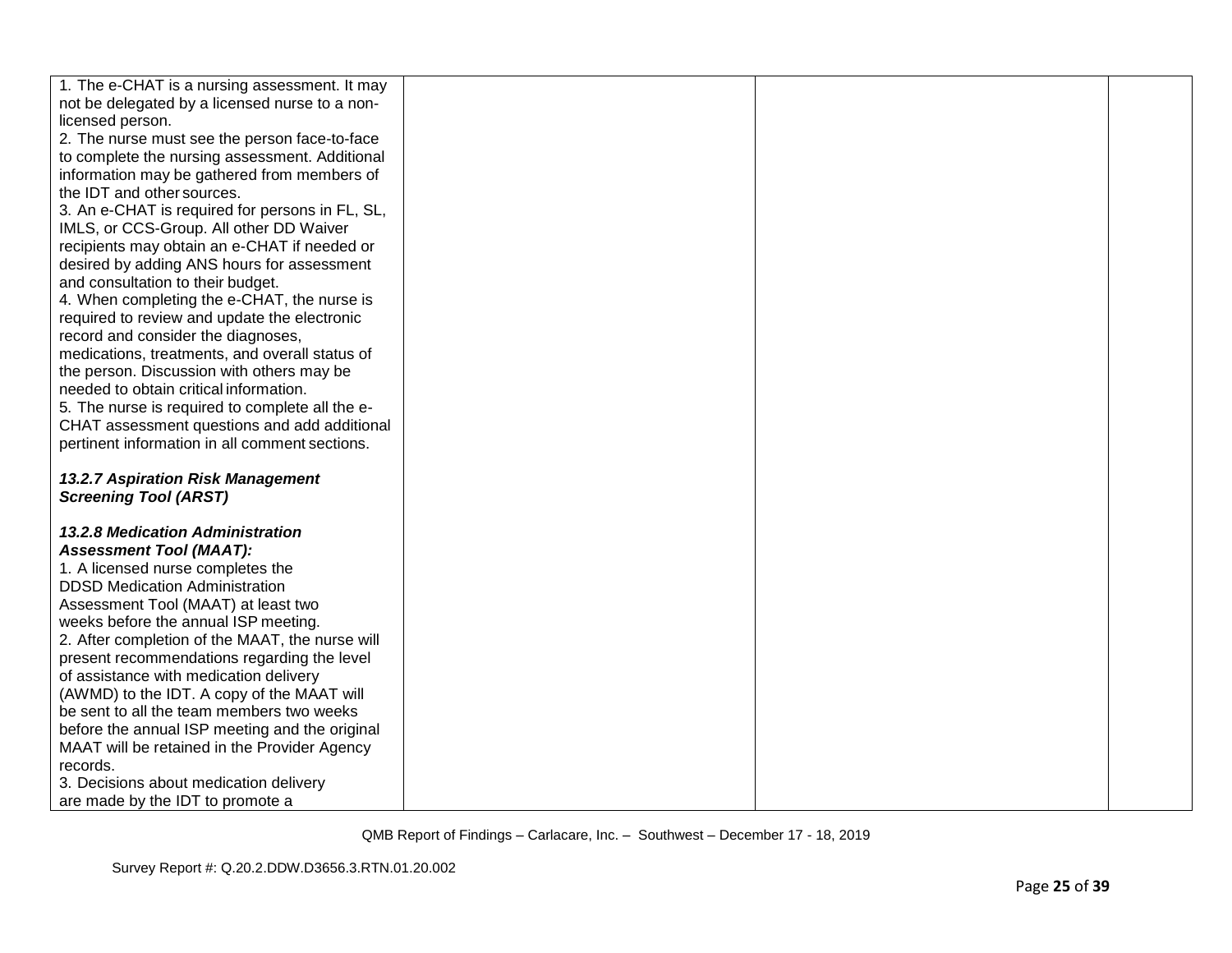| | | | |
|---|---|---|---|
| 1. The e-CHAT is a nursing assessment. It may not be delegated by a licensed nurse to a non-licensed person.<br>2. The nurse must see the person face-to-face to complete the nursing assessment. Additional information may be gathered from members of the IDT and other sources.<br>3. An e-CHAT is required for persons in FL, SL, IMLS, or CCS-Group. All other DD Waiver recipients may obtain an e-CHAT if needed or desired by adding ANS hours for assessment and consultation to their budget.<br>4. When completing the e-CHAT, the nurse is required to review and update the electronic record and consider the diagnoses, medications, treatments, and overall status of the person. Discussion with others may be needed to obtain critical information.<br>5. The nurse is required to complete all the e-CHAT assessment questions and add additional pertinent information in all comment sections.<br><br>***13.2.7 Aspiration Risk Management Screening Tool (ARST)***<br><br>***13.2.8 Medication Administration Assessment Tool (MAAT):***<br>1. A licensed nurse completes the DDSD Medication Administration Assessment Tool (MAAT) at least two weeks before the annual ISP meeting.<br>2. After completion of the MAAT, the nurse will present recommendations regarding the level of assistance with medication delivery (AWMD) to the IDT. A copy of the MAAT will be sent to all the team members two weeks before the annual ISP meeting and the original MAAT will be retained in the Provider Agency records.<br>3. Decisions about medication delivery are made by the IDT to promote a | | | |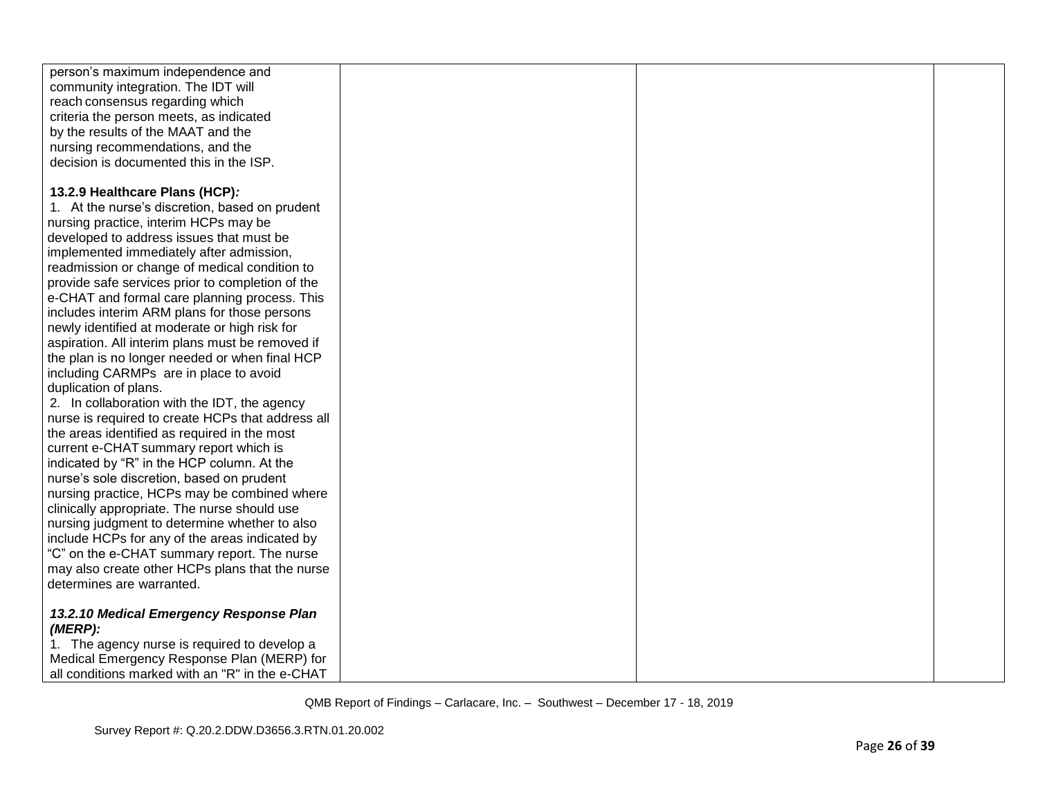| | | | |
|---|---|---|---|
| person's maximum independence and community integration. The IDT will reach consensus regarding which criteria the person meets, as indicated by the results of the MAAT and the nursing recommendations, and the decision is documented this in the ISP.<br><br>**13.2.9 Healthcare Plans (HCP)*:***<br>1. At the nurse's discretion, based on prudent nursing practice, interim HCPs may be developed to address issues that must be implemented immediately after admission, readmission or change of medical condition to provide safe services prior to completion of the e-CHAT and formal care planning process. This includes interim ARM plans for those persons newly identified at moderate or high risk for aspiration. All interim plans must be removed if the plan is no longer needed or when final HCP including CARMPs are in place to avoid duplication of plans.<br>2. In collaboration with the IDT, the agency nurse is required to create HCPs that address all the areas identified as required in the most current e-CHAT summary report which is indicated by "R" in the HCP column. At the nurse's sole discretion, based on prudent nursing practice, HCPs may be combined where clinically appropriate. The nurse should use nursing judgment to determine whether to also include HCPs for any of the areas indicated by "C" on the e-CHAT summary report. The nurse may also create other HCPs plans that the nurse determines are warranted.<br><br>***13.2.10 Medical Emergency Response Plan (MERP):***<br>1. The agency nurse is required to develop a Medical Emergency Response Plan (MERP) for all conditions marked with an "R" in the e-CHAT | | | |

QMB Report of Findings – Carlacare, Inc. – Southwest – December 17 - 18, 2019

Survey Report #: Q.20.2.DDW.D3656.3.RTN.01.20.002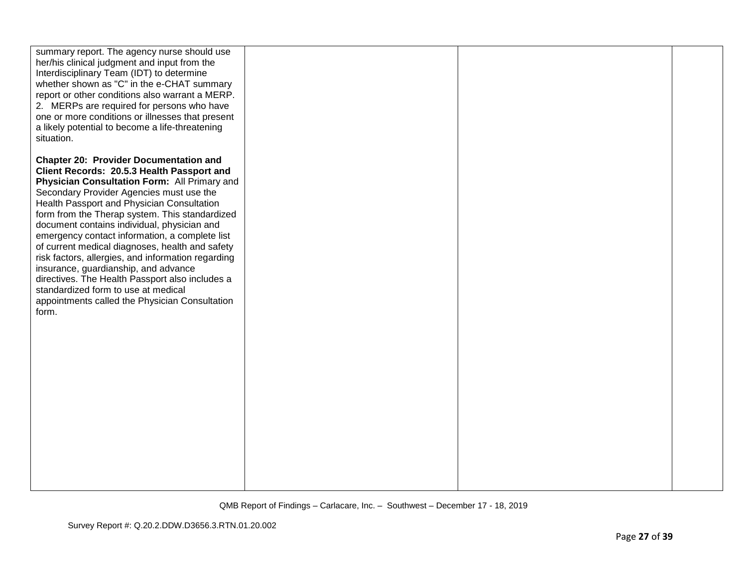| | | | |
|---|---|---|---|
| summary report. The agency nurse should use her/his clinical judgment and input from the Interdisciplinary Team (IDT) to determine whether shown as "C" in the e-CHAT summary report or other conditions also warrant a MERP.<br>2. MERPs are required for persons who have one or more conditions or illnesses that present a likely potential to become a life-threatening situation.<br><br>**Chapter 20: Provider Documentation and Client Records: 20.5.3 Health Passport and Physician Consultation Form:** All Primary and Secondary Provider Agencies must use the Health Passport and Physician Consultation form from the Therap system. This standardized document contains individual, physician and emergency contact information, a complete list of current medical diagnoses, health and safety risk factors, allergies, and information regarding insurance, guardianship, and advance directives. The Health Passport also includes a standardized form to use at medical appointments called the Physician Consultation form. | | | |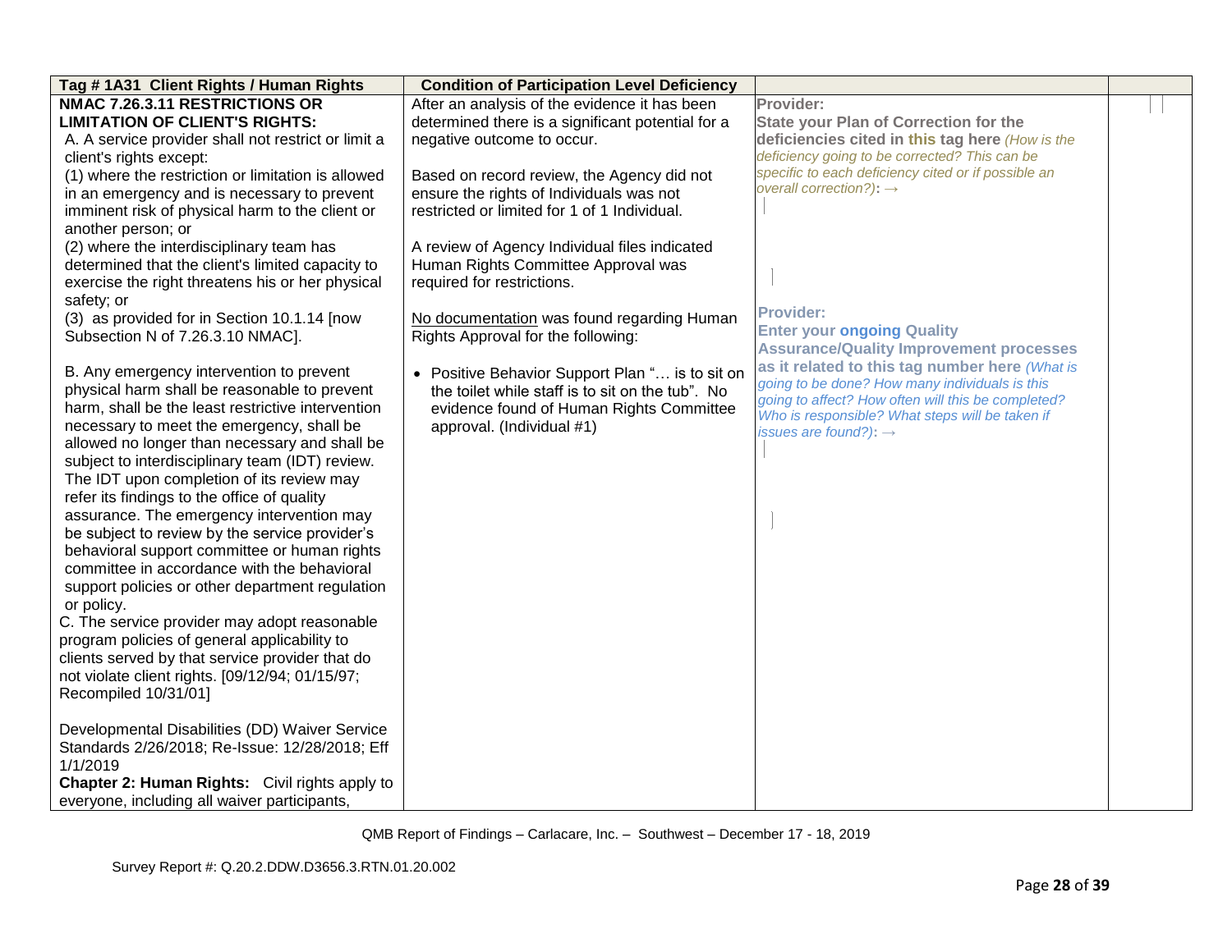| Tag # 1A31 Client Rights / Human Rights | Condition of Participation Level Deficiency | | |
|---|---|---|---|
| **NMAC 7.26.3.11 RESTRICTIONS OR LIMITATION OF CLIENT'S RIGHTS:**<br>A. A service provider shall not restrict or limit a client's rights except:<br>(1) where the restriction or limitation is allowed in an emergency and is necessary to prevent imminent risk of physical harm to the client or another person; or<br>(2) where the interdisciplinary team has determined that the client's limited capacity to exercise the right threatens his or her physical safety; or<br>(3) as provided for in Section 10.1.14 [now Subsection N of 7.26.3.10 NMAC].<br><br>B. Any emergency intervention to prevent physical harm shall be reasonable to prevent harm, shall be the least restrictive intervention necessary to meet the emergency, shall be allowed no longer than necessary and shall be subject to interdisciplinary team (IDT) review. The IDT upon completion of its review may refer its findings to the office of quality assurance. The emergency intervention may be subject to review by the service provider's behavioral support committee or human rights committee in accordance with the behavioral support policies or other department regulation or policy.<br>C. The service provider may adopt reasonable program policies of general applicability to clients served by that service provider that do not violate client rights. [09/12/94; 01/15/97; Recompiled 10/31/01]<br><br>Developmental Disabilities (DD) Waiver Service Standards 2/26/2018; Re-Issue: 12/28/2018; Eff 1/1/2019<br>**Chapter 2: Human Rights:** Civil rights apply to everyone, including all waiver participants, | After an analysis of the evidence it has been determined there is a significant potential for a negative outcome to occur.<br><br>Based on record review, the Agency did not ensure the rights of Individuals was not restricted or limited for 1 of 1 Individual.<br><br>A review of Agency Individual files indicated Human Rights Committee Approval was required for restrictions.<br><br><u>No documentation</u> was found regarding Human Rights Approval for the following:<br><br>• Positive Behavior Support Plan "… is to sit on the toilet while staff is to sit on the tub". No evidence found of Human Rights Committee approval. (Individual #1) | **Provider:**<br>**State your Plan of Correction for the deficiencies cited in this tag here** *(How is the deficiency going to be corrected? This can be specific to each deficiency cited or if possible an overall correction?)*: →<br><br>**Provider:**<br>**Enter your ongoing Quality Assurance/Quality Improvement processes as it related to this tag number here** *(What is going to be done? How many individuals is this going to affect? How often will this be completed? Who is responsible? What steps will be taken if issues are found?)*: → | |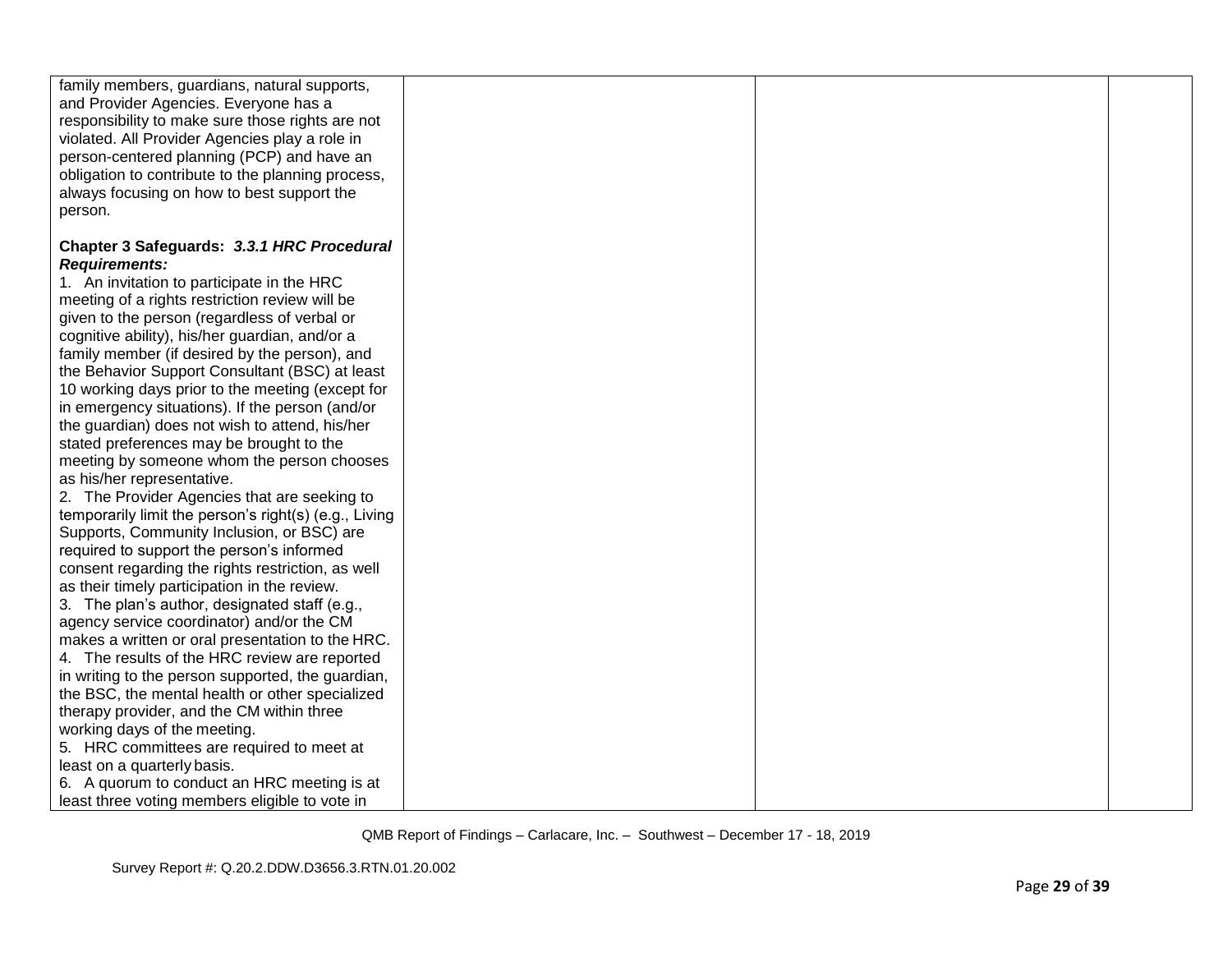| | | | |
|---|---|---|---|
| family members, guardians, natural supports, and Provider Agencies. Everyone has a responsibility to make sure those rights are not violated. All Provider Agencies play a role in person-centered planning (PCP) and have an obligation to contribute to the planning process, always focusing on how to best support the person.<br><br>**Chapter 3 Safeguards: *3.3.1 HRC Procedural Requirements:***<br>1. An invitation to participate in the HRC meeting of a rights restriction review will be given to the person (regardless of verbal or cognitive ability), his/her guardian, and/or a family member (if desired by the person), and the Behavior Support Consultant (BSC) at least 10 working days prior to the meeting (except for in emergency situations). If the person (and/or the guardian) does not wish to attend, his/her stated preferences may be brought to the meeting by someone whom the person chooses as his/her representative.<br>2. The Provider Agencies that are seeking to temporarily limit the person's right(s) (e.g., Living Supports, Community Inclusion, or BSC) are required to support the person's informed consent regarding the rights restriction, as well as their timely participation in the review.<br>3. The plan's author, designated staff (e.g., agency service coordinator) and/or the CM makes a written or oral presentation to the HRC.<br>4. The results of the HRC review are reported in writing to the person supported, the guardian, the BSC, the mental health or other specialized therapy provider, and the CM within three working days of the meeting.<br>5. HRC committees are required to meet at least on a quarterly basis.<br>6. A quorum to conduct an HRC meeting is at least three voting members eligible to vote in | | | |

QMB Report of Findings – Carlacare, Inc. – Southwest – December 17 - 18, 2019

Survey Report #: Q.20.2.DDW.D3656.3.RTN.01.20.002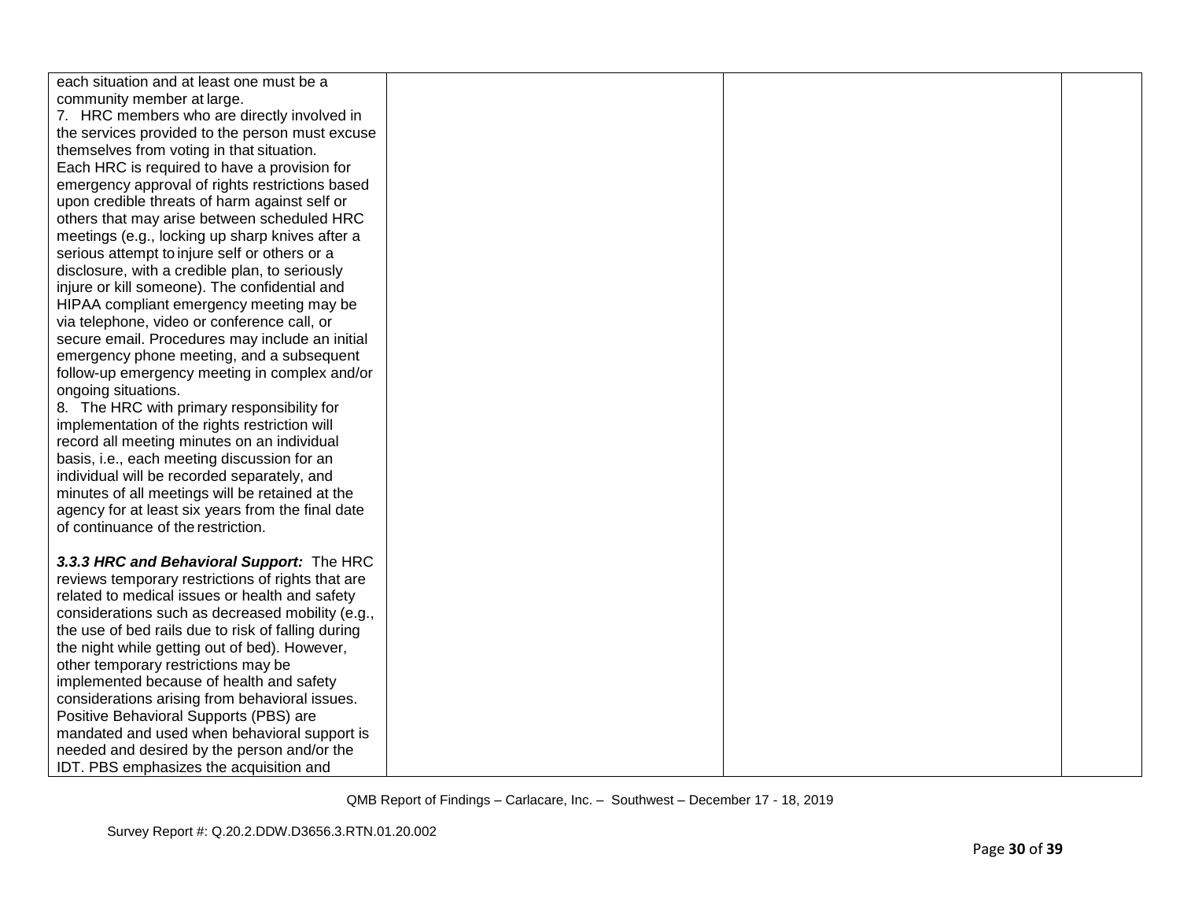| | | | |
|---|---|---|---|
| each situation and at least one must be a community member at large.<br>7. HRC members who are directly involved in the services provided to the person must excuse themselves from voting in that situation. Each HRC is required to have a provision for emergency approval of rights restrictions based upon credible threats of harm against self or others that may arise between scheduled HRC meetings (e.g., locking up sharp knives after a serious attempt to injure self or others or a disclosure, with a credible plan, to seriously injure or kill someone). The confidential and HIPAA compliant emergency meeting may be via telephone, video or conference call, or secure email. Procedures may include an initial emergency phone meeting, and a subsequent follow-up emergency meeting in complex and/or ongoing situations.<br>8. The HRC with primary responsibility for implementation of the rights restriction will record all meeting minutes on an individual basis, i.e., each meeting discussion for an individual will be recorded separately, and minutes of all meetings will be retained at the agency for at least six years from the final date of continuance of the restriction.<br><br>***3.3.3 HRC and Behavioral Support:*** The HRC reviews temporary restrictions of rights that are related to medical issues or health and safety considerations such as decreased mobility (e.g., the use of bed rails due to risk of falling during the night while getting out of bed). However, other temporary restrictions may be implemented because of health and safety considerations arising from behavioral issues. Positive Behavioral Supports (PBS) are mandated and used when behavioral support is needed and desired by the person and/or the IDT. PBS emphasizes the acquisition and | | | |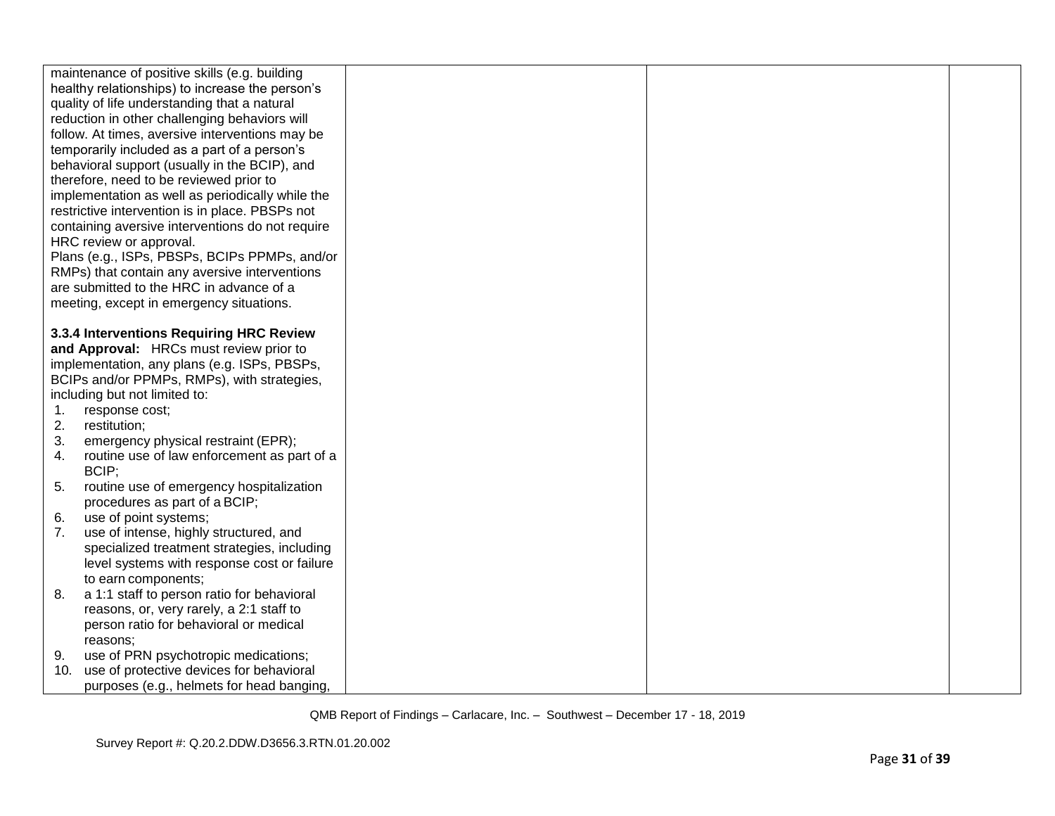| | | | |
|---|---|---|---|
| maintenance of positive skills (e.g. building healthy relationships) to increase the person's quality of life understanding that a natural reduction in other challenging behaviors will follow. At times, aversive interventions may be temporarily included as a part of a person's behavioral support (usually in the BCIP), and therefore, need to be reviewed prior to implementation as well as periodically while the restrictive intervention is in place. PBSPs not containing aversive interventions do not require HRC review or approval.<br>Plans (e.g., ISPs, PBSPs, BCIPs PPMPs, and/or RMPs) that contain any aversive interventions are submitted to the HRC in advance of a meeting, except in emergency situations.<br><br>**3.3.4 Interventions Requiring HRC Review and Approval:** HRCs must review prior to implementation, any plans (e.g. ISPs, PBSPs, BCIPs and/or PPMPs, RMPs), with strategies, including but not limited to:<br>1. response cost;<br>2. restitution;<br>3. emergency physical restraint (EPR);<br>4. routine use of law enforcement as part of a BCIP;<br>5. routine use of emergency hospitalization procedures as part of a BCIP;<br>6. use of point systems;<br>7. use of intense, highly structured, and specialized treatment strategies, including level systems with response cost or failure to earn components;<br>8. a 1:1 staff to person ratio for behavioral reasons, or, very rarely, a 2:1 staff to person ratio for behavioral or medical reasons;<br>9. use of PRN psychotropic medications;<br>10. use of protective devices for behavioral purposes (e.g., helmets for head banging, | | | |

QMB Report of Findings – Carlacare, Inc. – Southwest – December 17 - 18, 2019

Survey Report #: Q.20.2.DDW.D3656.3.RTN.01.20.002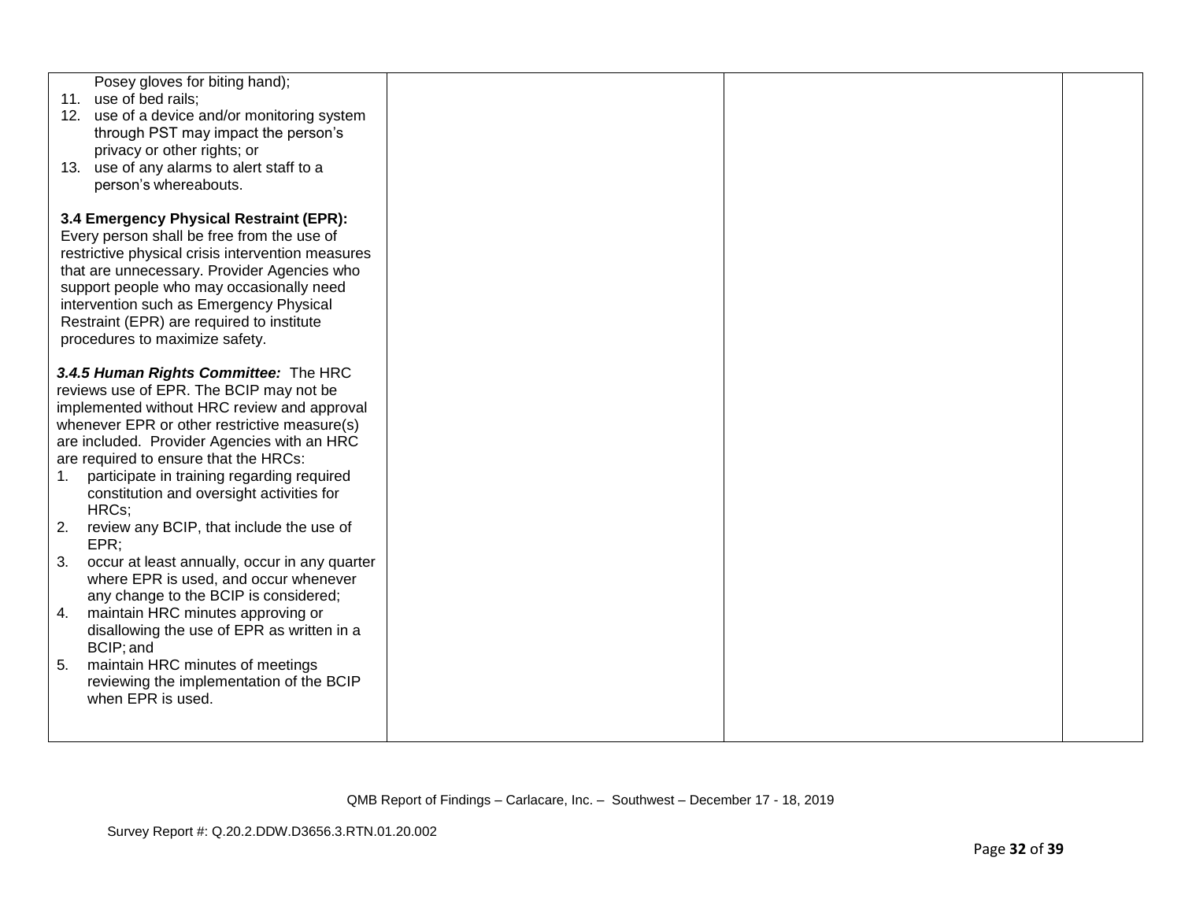| | | | |
|---|---|---|---|
| Posey gloves for biting hand);<br>11. use of bed rails;<br>12. use of a device and/or monitoring system through PST may impact the person's privacy or other rights; or<br>13. use of any alarms to alert staff to a person's whereabouts.<br><br>**3.4 Emergency Physical Restraint (EPR):** Every person shall be free from the use of restrictive physical crisis intervention measures that are unnecessary. Provider Agencies who support people who may occasionally need intervention such as Emergency Physical Restraint (EPR) are required to institute procedures to maximize safety.<br><br>***3.4.5 Human Rights Committee:*** The HRC reviews use of EPR. The BCIP may not be implemented without HRC review and approval whenever EPR or other restrictive measure(s) are included. Provider Agencies with an HRC are required to ensure that the HRCs:<br>1. participate in training regarding required constitution and oversight activities for HRCs;<br>2. review any BCIP, that include the use of EPR;<br>3. occur at least annually, occur in any quarter where EPR is used, and occur whenever any change to the BCIP is considered;<br>4. maintain HRC minutes approving or disallowing the use of EPR as written in a BCIP; and<br>5. maintain HRC minutes of meetings reviewing the implementation of the BCIP when EPR is used. | | | |

QMB Report of Findings – Carlacare, Inc. – Southwest – December 17 - 18, 2019

Survey Report #: Q.20.2.DDW.D3656.3.RTN.01.20.002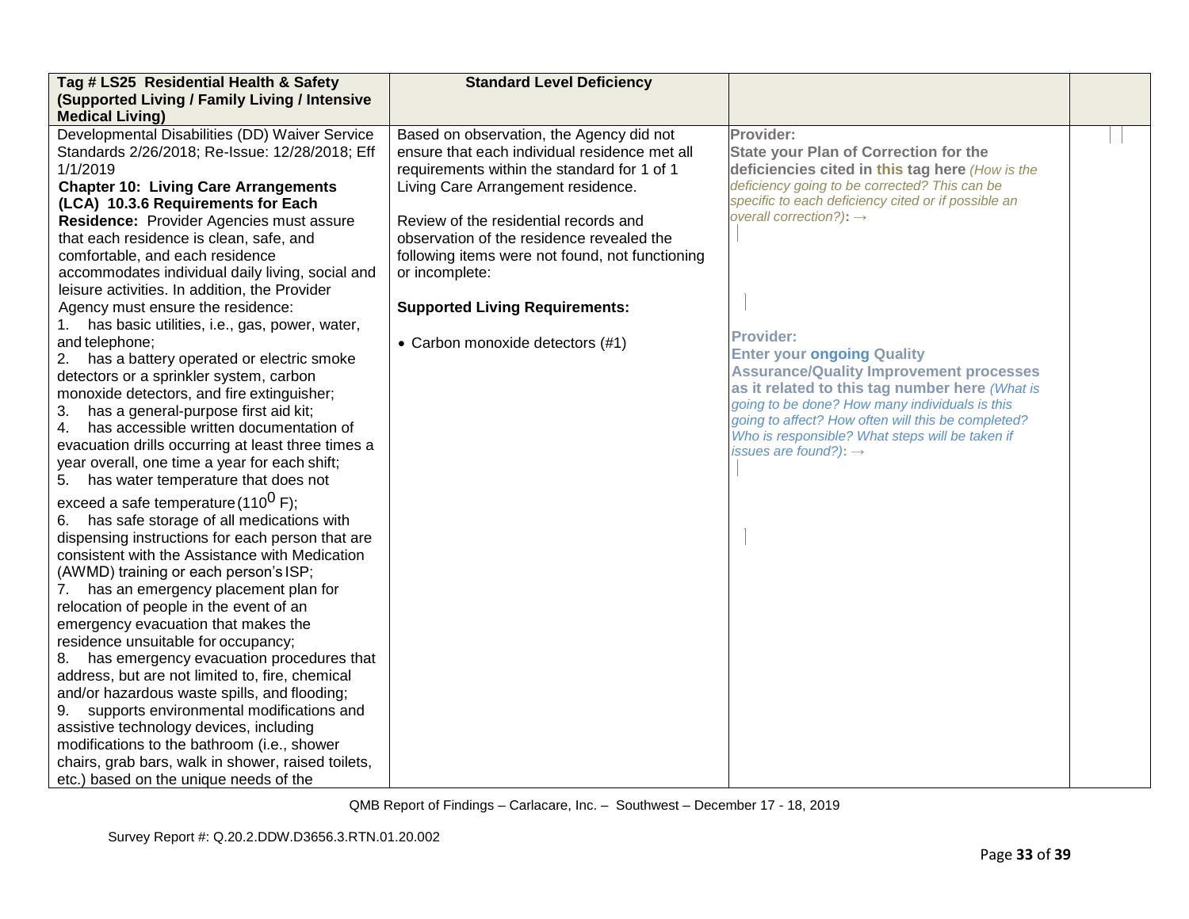| Tag # LS25 Residential Health & Safety (Supported Living / Family Living / Intensive Medical Living) | Standard Level Deficiency | | |
|---|---|---|---|
| Developmental Disabilities (DD) Waiver Service Standards 2/26/2018; Re-Issue: 12/28/2018; Eff 1/1/2019<br>**Chapter 10: Living Care Arrangements (LCA) 10.3.6 Requirements for Each Residence:** Provider Agencies must assure that each residence is clean, safe, and comfortable, and each residence accommodates individual daily living, social and leisure activities. In addition, the Provider Agency must ensure the residence:<br>1. has basic utilities, i.e., gas, power, water, and telephone;<br>2. has a battery operated or electric smoke detectors or a sprinkler system, carbon monoxide detectors, and fire extinguisher;<br>3. has a general-purpose first aid kit;<br>4. has accessible written documentation of evacuation drills occurring at least three times a year overall, one time a year for each shift;<br>5. has water temperature that does not exceed a safe temperature ($110^0$ F);<br>6. has safe storage of all medications with dispensing instructions for each person that are consistent with the Assistance with Medication (AWMD) training or each person's ISP;<br>7. has an emergency placement plan for relocation of people in the event of an emergency evacuation that makes the residence unsuitable for occupancy;<br>8. has emergency evacuation procedures that address, but are not limited to, fire, chemical and/or hazardous waste spills, and flooding;<br>9. supports environmental modifications and assistive technology devices, including modifications to the bathroom (i.e., shower chairs, grab bars, walk in shower, raised toilets, etc.) based on the unique needs of the | Based on observation, the Agency did not ensure that each individual residence met all requirements within the standard for 1 of 1 Living Care Arrangement residence.<br><br>Review of the residential records and observation of the residence revealed the following items were not found, not functioning or incomplete:<br><br>**Supported Living Requirements:**<br><br>• Carbon monoxide detectors (#1) | **Provider:**<br>**State your Plan of Correction for the deficiencies cited in this tag here** *(How is the deficiency going to be corrected? This can be specific to each deficiency cited or if possible an overall correction?)*: →<br><br>**Provider:**<br>**Enter your ongoing Quality Assurance/Quality Improvement processes as it related to this tag number here** *(What is going to be done? How many individuals is this going to affect? How often will this be completed? Who is responsible? What steps will be taken if issues are found?)*: → | |

QMB Report of Findings – Carlacare, Inc. – Southwest – December 17 - 18, 2019

Survey Report #: Q.20.2.DDW.D3656.3.RTN.01.20.002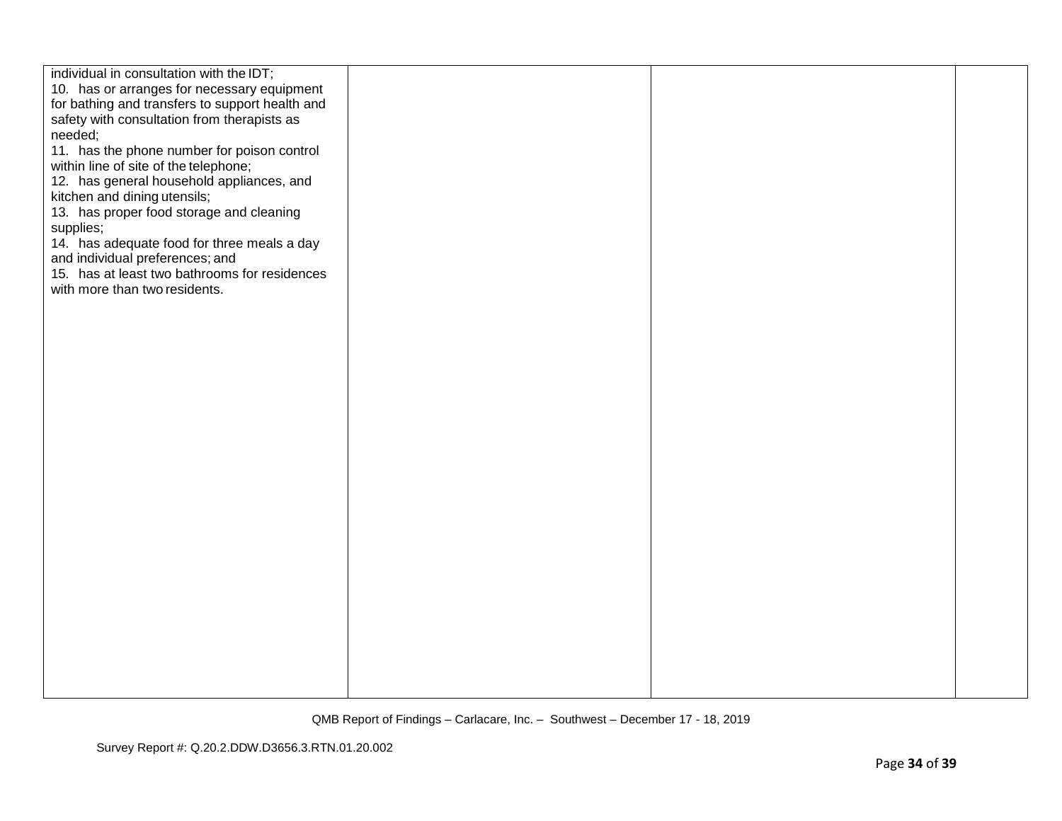| | | | |
|---|---|---|---|
| individual in consultation with the IDT;<br>10. has or arranges for necessary equipment for bathing and transfers to support health and safety with consultation from therapists as needed;<br>11. has the phone number for poison control within line of site of the telephone;<br>12. has general household appliances, and kitchen and dining utensils;<br>13. has proper food storage and cleaning supplies;<br>14. has adequate food for three meals a day and individual preferences; and<br>15. has at least two bathrooms for residences with more than two residents. | | | |

QMB Report of Findings – Carlacare, Inc. – Southwest – December 17 - 18, 2019

Survey Report #: Q.20.2.DDW.D3656.3.RTN.01.20.002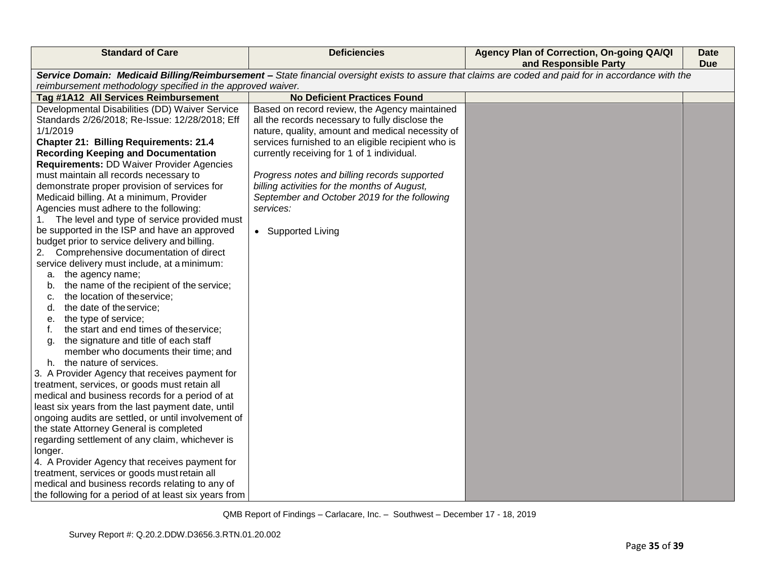| Standard of Care | Deficiencies | Agency Plan of Correction, On-going QA/QI and Responsible Party | Date Due |
|---|---|---|---|
| ***Service Domain: Medicaid Billing/Reimbursement –*** *State financial oversight exists to assure that claims are coded and paid for in accordance with the reimbursement methodology specified in the approved waiver.* | | | |
| **Tag #1A12 All Services Reimbursement** | **No Deficient Practices Found** | | |
| Developmental Disabilities (DD) Waiver Service Standards 2/26/2018; Re-Issue: 12/28/2018; Eff 1/1/2019<br>**Chapter 21: Billing Requirements: 21.4 Recording Keeping and Documentation Requirements:** DD Waiver Provider Agencies must maintain all records necessary to demonstrate proper provision of services for Medicaid billing. At a minimum, Provider Agencies must adhere to the following:<br>1. The level and type of service provided must be supported in the ISP and have an approved budget prior to service delivery and billing.<br>2. Comprehensive documentation of direct service delivery must include, at a minimum:<br>a. the agency name;<br>b. the name of the recipient of the service;<br>c. the location of the service;<br>d. the date of the service;<br>e. the type of service;<br>f. the start and end times of the service;<br>g. the signature and title of each staff member who documents their time; and<br>h. the nature of services.<br>3. A Provider Agency that receives payment for treatment, services, or goods must retain all medical and business records for a period of at least six years from the last payment date, until ongoing audits are settled, or until involvement of the state Attorney General is completed regarding settlement of any claim, whichever is longer.<br>4. A Provider Agency that receives payment for treatment, services or goods must retain all medical and business records relating to any of the following for a period of at least six years from | Based on record review, the Agency maintained all the records necessary to fully disclose the nature, quality, amount and medical necessity of services furnished to an eligible recipient who is currently receiving for 1 of 1 individual.<br><br>*Progress notes and billing records supported billing activities for the months of August, September and October 2019 for the following services:*<br><br>• Supported Living | | |

QMB Report of Findings – Carlacare, Inc. – Southwest – December 17 - 18, 2019

Survey Report #: Q.20.2.DDW.D3656.3.RTN.01.20.002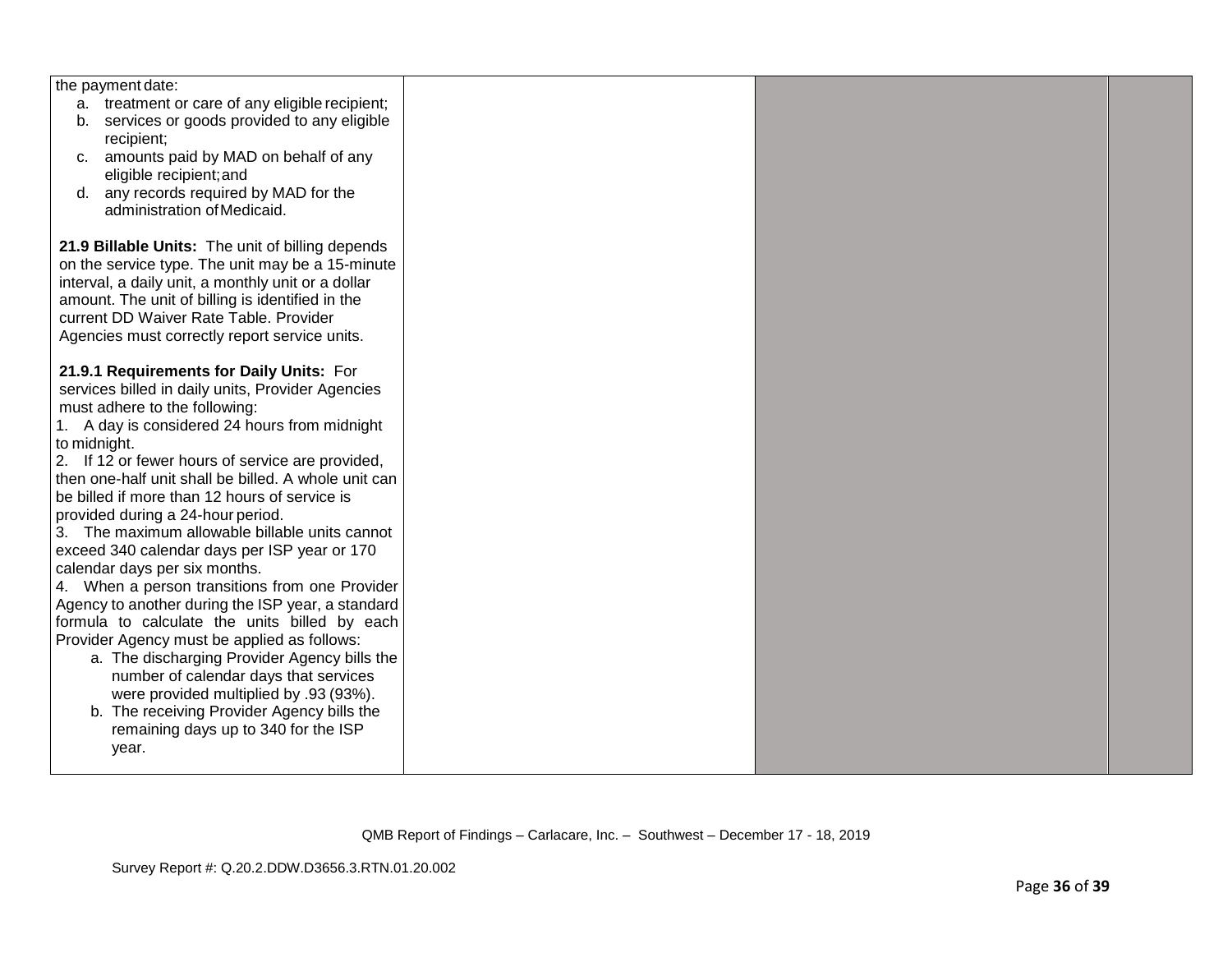| | | | |
|---|---|---|---|
| the payment date:<br>a. treatment or care of any eligible recipient;<br>b. services or goods provided to any eligible recipient;<br>c. amounts paid by MAD on behalf of any eligible recipient; and<br>d. any records required by MAD for the administration of Medicaid.<br><br>**21.9 Billable Units:** The unit of billing depends on the service type. The unit may be a 15-minute interval, a daily unit, a monthly unit or a dollar amount. The unit of billing is identified in the current DD Waiver Rate Table. Provider Agencies must correctly report service units.<br><br>**21.9.1 Requirements for Daily Units:** For services billed in daily units, Provider Agencies must adhere to the following:<br>1. A day is considered 24 hours from midnight to midnight.<br>2. If 12 or fewer hours of service are provided, then one-half unit shall be billed. A whole unit can be billed if more than 12 hours of service is provided during a 24-hour period.<br>3. The maximum allowable billable units cannot exceed 340 calendar days per ISP year or 170 calendar days per six months.<br>4. When a person transitions from one Provider Agency to another during the ISP year, a standard formula to calculate the units billed by each Provider Agency must be applied as follows:<br>a. The discharging Provider Agency bills the number of calendar days that services were provided multiplied by .93 (93%).<br>b. The receiving Provider Agency bills the remaining days up to 340 for the ISP year. | | | |

QMB Report of Findings – Carlacare, Inc. – Southwest – December 17 - 18, 2019

Survey Report #: Q.20.2.DDW.D3656.3.RTN.01.20.002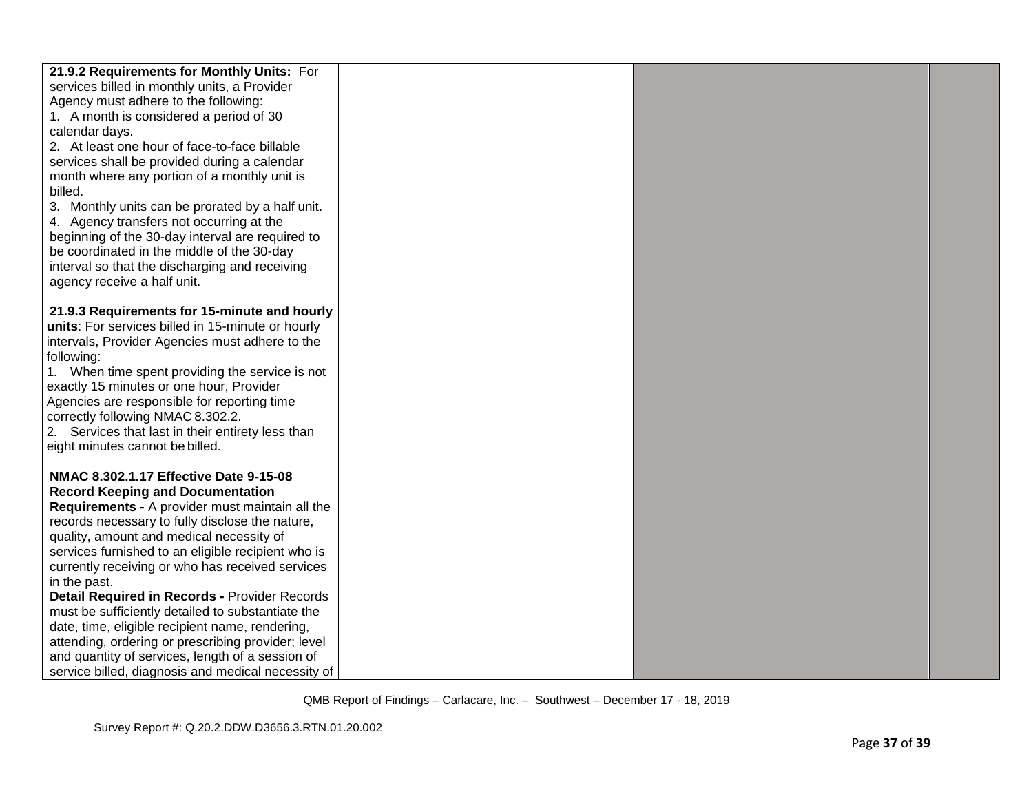| | | | |
|---|---|---|---|
| **21.9.2 Requirements for Monthly Units:** For services billed in monthly units, a Provider Agency must adhere to the following:<br>1. A month is considered a period of 30 calendar days.<br>2. At least one hour of face-to-face billable services shall be provided during a calendar month where any portion of a monthly unit is billed.<br>3. Monthly units can be prorated by a half unit.<br>4. Agency transfers not occurring at the beginning of the 30-day interval are required to be coordinated in the middle of the 30-day interval so that the discharging and receiving agency receive a half unit.<br><br>**21.9.3 Requirements for 15-minute and hourly units**: For services billed in 15-minute or hourly intervals, Provider Agencies must adhere to the following:<br>1. When time spent providing the service is not exactly 15 minutes or one hour, Provider Agencies are responsible for reporting time correctly following NMAC 8.302.2.<br>2. Services that last in their entirety less than eight minutes cannot be billed.<br><br>**NMAC 8.302.1.17 Effective Date 9-15-08 Record Keeping and Documentation Requirements -** A provider must maintain all the records necessary to fully disclose the nature, quality, amount and medical necessity of services furnished to an eligible recipient who is currently receiving or who has received services in the past.<br>**Detail Required in Records -** Provider Records must be sufficiently detailed to substantiate the date, time, eligible recipient name, rendering, attending, ordering or prescribing provider; level and quantity of services, length of a session of service billed, diagnosis and medical necessity of | | | |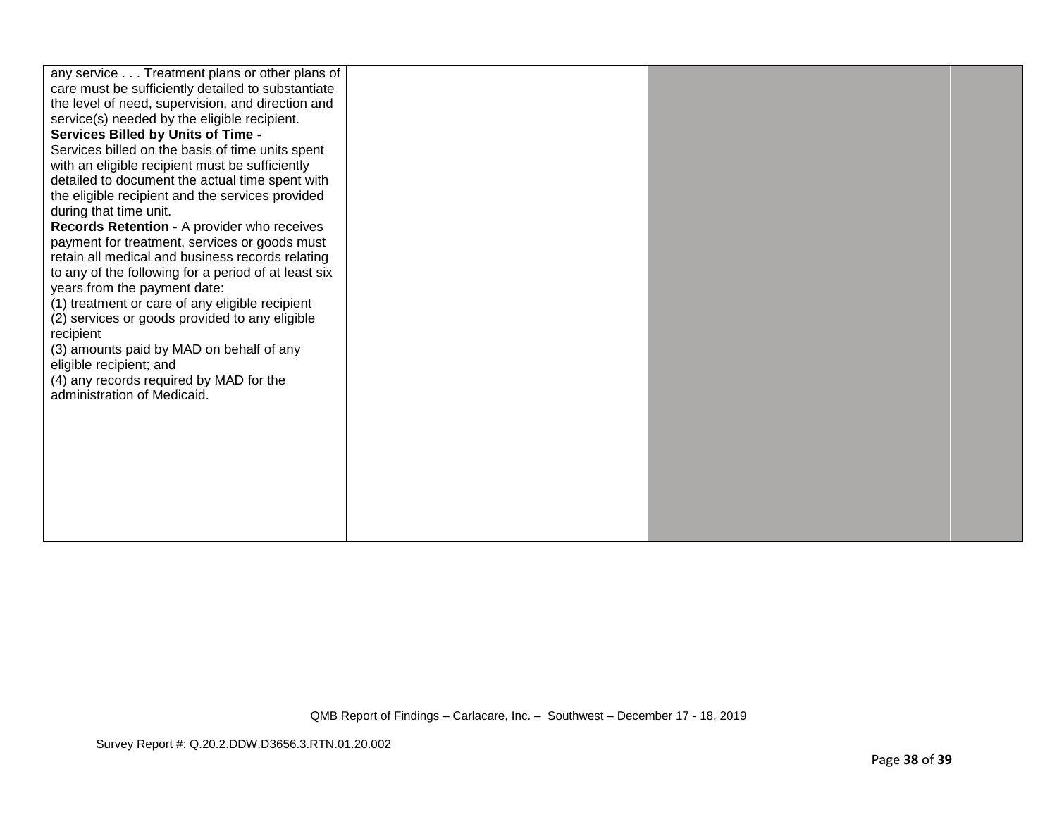| | | | |
|---|---|---|---|
| any service . . . Treatment plans or other plans of care must be sufficiently detailed to substantiate the level of need, supervision, and direction and service(s) needed by the eligible recipient.<br>**Services Billed by Units of Time -**<br>Services billed on the basis of time units spent with an eligible recipient must be sufficiently detailed to document the actual time spent with the eligible recipient and the services provided during that time unit.<br>**Records Retention -** A provider who receives payment for treatment, services or goods must retain all medical and business records relating to any of the following for a period of at least six years from the payment date:<br>(1) treatment or care of any eligible recipient<br>(2) services or goods provided to any eligible recipient<br>(3) amounts paid by MAD on behalf of any eligible recipient; and<br>(4) any records required by MAD for the administration of Medicaid. | | | |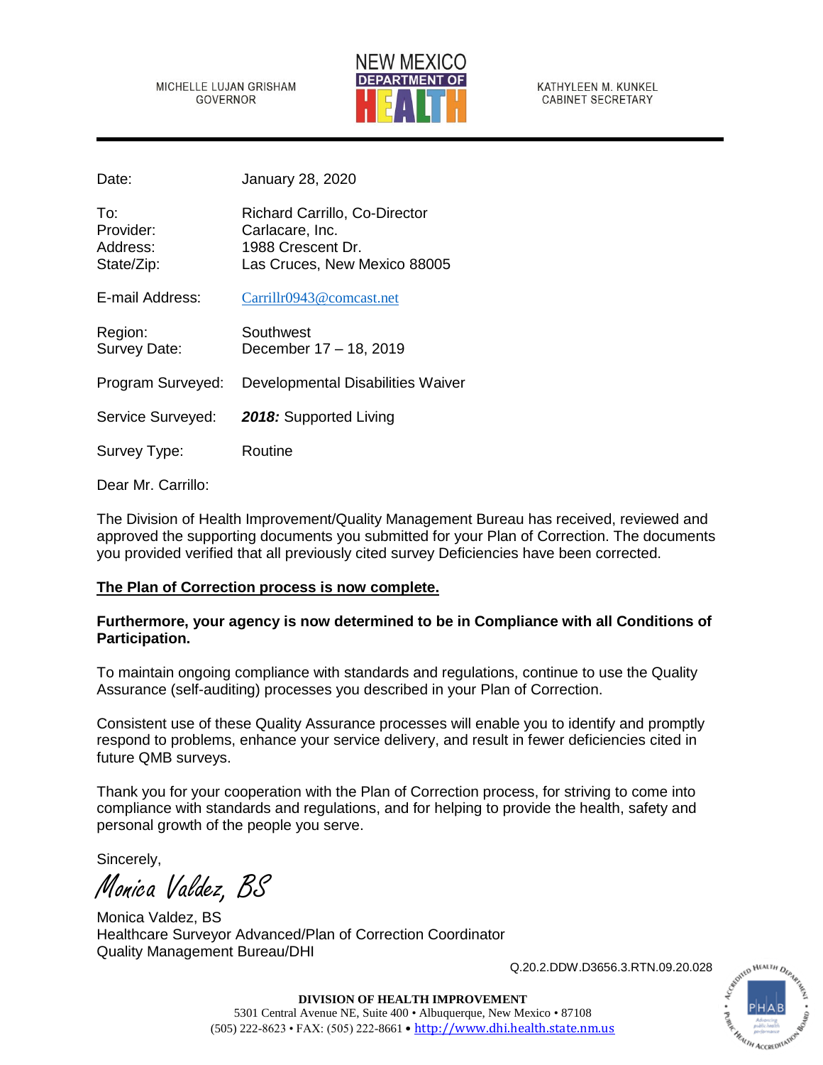MICHELLE LUJAN GRISHAM
GOVERNOR

NEW MEXICO
DEPARTMENT OF
HEALTH

KATHYLEEN M. KUNKEL
CABINET SECRETARY

| | |
|---|---|
| Date: | January 28, 2020 |
| To: | Richard Carrillo, Co-Director |
| Provider: | Carlacare, Inc. |
| Address: | 1988 Crescent Dr. |
| State/Zip: | Las Cruces, New Mexico 88005 |
| E-mail Address: | Carrillr0943@comcast.net |
| Region: | Southwest |
| Survey Date: | December 17 – 18, 2019 |
| Program Surveyed: | Developmental Disabilities Waiver |
| Service Surveyed: | ***2018:*** Supported Living |
| Survey Type: | Routine |

Dear Mr. Carrillo:

The Division of Health Improvement/Quality Management Bureau has received, reviewed and approved the supporting documents you submitted for your Plan of Correction. The documents you provided verified that all previously cited survey Deficiencies have been corrected.

**The Plan of Correction process is now complete.**

**Furthermore, your agency is now determined to be in Compliance with all Conditions of Participation.**

To maintain ongoing compliance with standards and regulations, continue to use the Quality Assurance (self-auditing) processes you described in your Plan of Correction.

Consistent use of these Quality Assurance processes will enable you to identify and promptly respond to problems, enhance your service delivery, and result in fewer deficiencies cited in future QMB surveys.

Thank you for your cooperation with the Plan of Correction process, for striving to come into compliance with standards and regulations, and for helping to provide the health, safety and personal growth of the people you serve.

Sincerely,

*Monica Valdez, BS*

Monica Valdez, BS
Healthcare Surveyor Advanced/Plan of Correction Coordinator
Quality Management Bureau/DHI

Q.20.2.DDW.D3656.3.RTN.09.20.028

**DIVISION OF HEALTH IMPROVEMENT**
5301 Central Avenue NE, Suite 400 • Albuquerque, New Mexico • 87108
(505) 222-8623 • FAX: (505) 222-8661 • http://www.dhi.health.state.nm.us